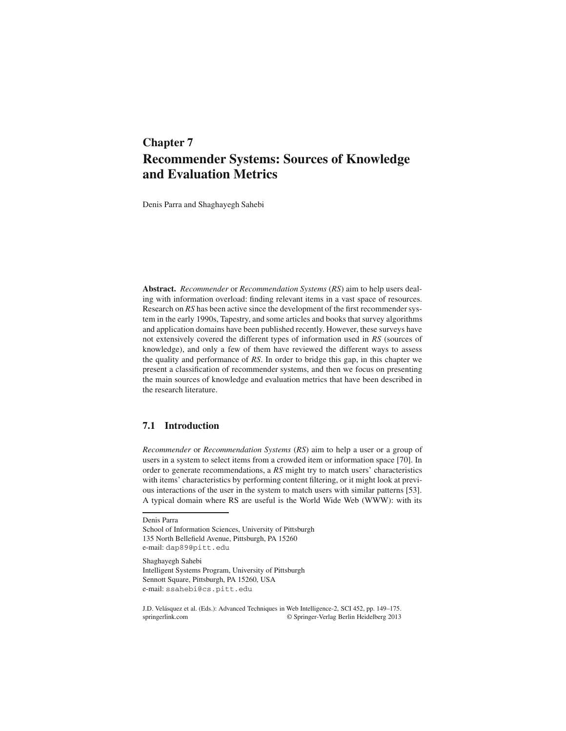# Chapter 7
# Recommender Systems: Sources of Knowledge and Evaluation Metrics

Denis Parra and Shaghayegh Sahebi

**Abstract.** *Recommender* or *Recommendation Systems* (*RS*) aim to help users dealing with information overload: finding relevant items in a vast space of resources. Research on *RS* has been active since the development of the first recommender system in the early 1990s, Tapestry, and some articles and books that survey algorithms and application domains have been published recently. However, these surveys have not extensively covered the different types of information used in *RS* (sources of knowledge), and only a few of them have reviewed the different ways to assess the quality and performance of *RS*. In order to bridge this gap, in this chapter we present a classification of recommender systems, and then we focus on presenting the main sources of knowledge and evaluation metrics that have been described in the research literature.

## 7.1 Introduction

*Recommender* or *Recommendation Systems* (*RS*) aim to help a user or a group of users in a system to select items from a crowded item or information space [70]. In order to generate recommendations, a *RS* might try to match users' characteristics with items' characteristics by performing content filtering, or it might look at previous interactions of the user in the system to match users with similar patterns [53]. A typical domain where RS are useful is the World Wide Web (WWW): with its

---

Denis Parra
School of Information Sciences, University of Pittsburgh
135 North Bellefield Avenue, Pittsburgh, PA 15260
e-mail: dap89@pitt.edu

Shaghayegh Sahebi
Intelligent Systems Program, University of Pittsburgh
Sennott Square, Pittsburgh, PA 15260, USA
e-mail: ssahebi@cs.pitt.edu

J.D. Velásquez et al. (Eds.): Advanced Techniques in Web Intelligence-2, SCI 452, pp. 149–175.
springerlink.com © Springer-Verlag Berlin Heidelberg 2013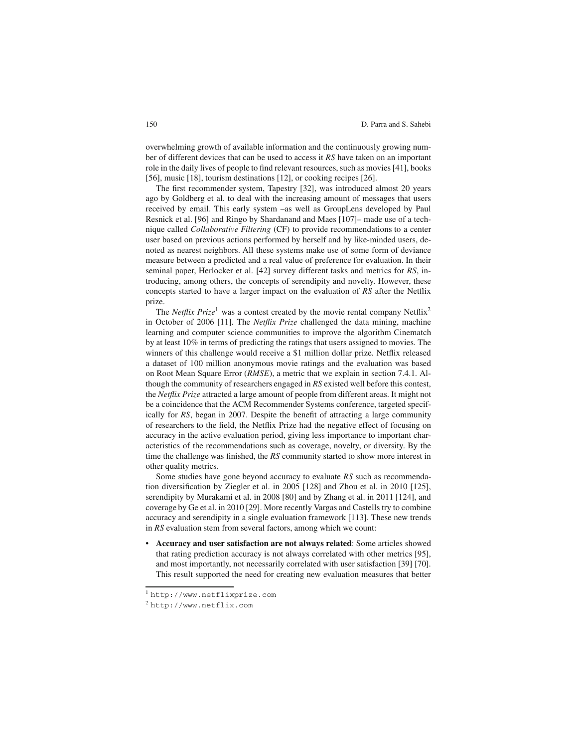overwhelming growth of available information and the continuously growing number of different devices that can be used to access it *RS* have taken on an important role in the daily lives of people to find relevant resources, such as movies [41], books [56], music [18], tourism destinations [12], or cooking recipes [26].

The first recommender system, Tapestry [32], was introduced almost 20 years ago by Goldberg et al. to deal with the increasing amount of messages that users received by email. This early system –as well as GroupLens developed by Paul Resnick et al. [96] and Ringo by Shardanand and Maes [107]– made use of a technique called *Collaborative Filtering* (CF) to provide recommendations to a center user based on previous actions performed by herself and by like-minded users, denoted as nearest neighbors. All these systems make use of some form of deviance measure between a predicted and a real value of preference for evaluation. In their seminal paper, Herlocker et al. [42] survey different tasks and metrics for *RS*, introducing, among others, the concepts of serendipity and novelty. However, these concepts started to have a larger impact on the evaluation of *RS* after the Netflix prize.

The *Netflix Prize*[1] was a contest created by the movie rental company Netflix[2] in October of 2006 [11]. The *Netflix Prize* challenged the data mining, machine learning and computer science communities to improve the algorithm Cinematch by at least 10% in terms of predicting the ratings that users assigned to movies. The winners of this challenge would receive a $1 million dollar prize. Netflix released a dataset of 100 million anonymous movie ratings and the evaluation was based on Root Mean Square Error (*RMSE*), a metric that we explain in section 7.4.1. Although the community of researchers engaged in *RS* existed well before this contest, the *Netflix Prize* attracted a large amount of people from different areas. It might not be a coincidence that the ACM Recommender Systems conference, targeted specifically for *RS*, began in 2007. Despite the benefit of attracting a large community of researchers to the field, the Netflix Prize had the negative effect of focusing on accuracy in the active evaluation period, giving less importance to important characteristics of the recommendations such as coverage, novelty, or diversity. By the time the challenge was finished, the *RS* community started to show more interest in other quality metrics.

Some studies have gone beyond accuracy to evaluate *RS* such as recommendation diversification by Ziegler et al. in 2005 [128] and Zhou et al. in 2010 [125], serendipity by Murakami et al. in 2008 [80] and by Zhang et al. in 2011 [124], and coverage by Ge et al. in 2010 [29]. More recently Vargas and Castells try to combine accuracy and serendipity in a single evaluation framework [113]. These new trends in *RS* evaluation stem from several factors, among which we count:

- **Accuracy and user satisfaction are not always related**: Some articles showed that rating prediction accuracy is not always correlated with other metrics [95], and most importantly, not necessarily correlated with user satisfaction [39] [70]. This result supported the need for creating new evaluation measures that better

[1] http://www.netflixprize.com

[2] http://www.netflix.com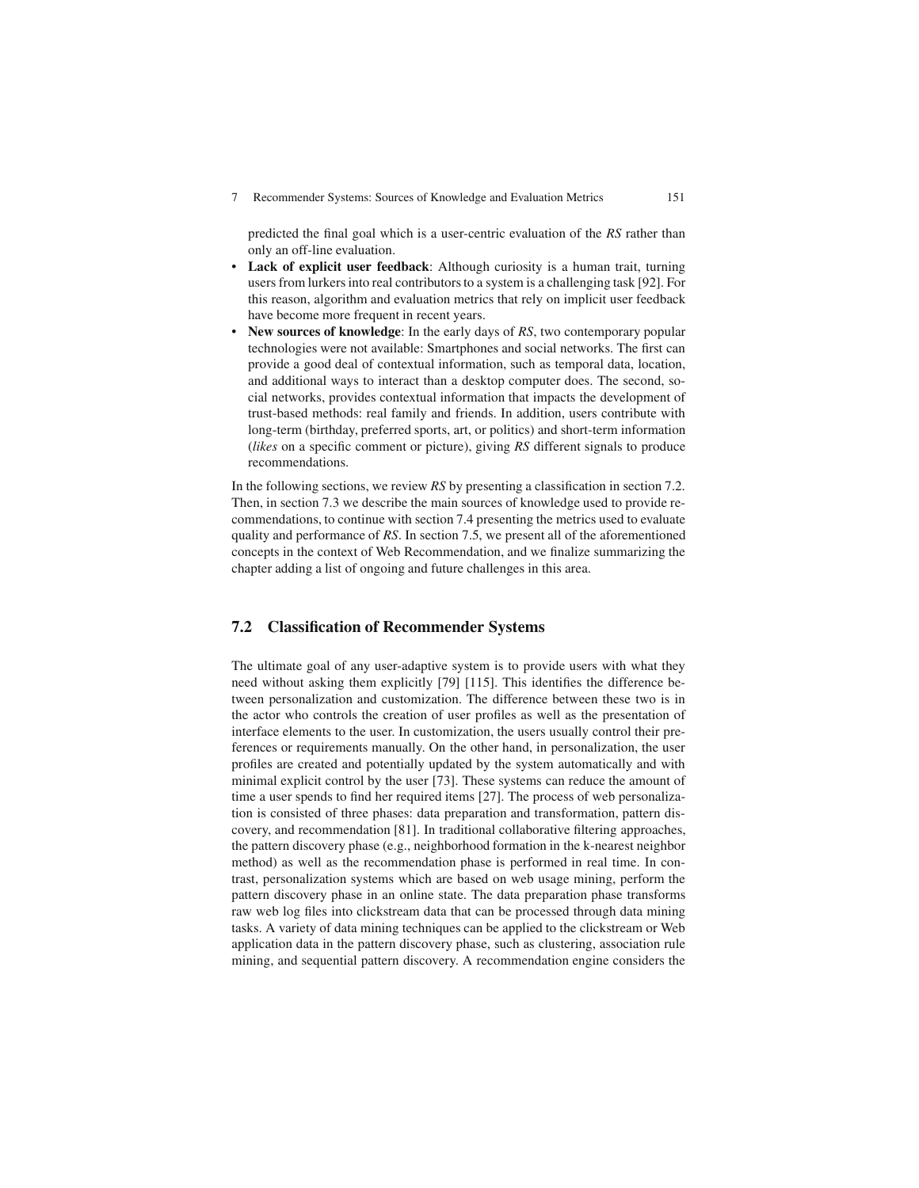predicted the final goal which is a user-centric evaluation of the *RS* rather than only an off-line evaluation.

- **Lack of explicit user feedback**: Although curiosity is a human trait, turning users from lurkers into real contributors to a system is a challenging task [92]. For this reason, algorithm and evaluation metrics that rely on implicit user feedback have become more frequent in recent years.
- **New sources of knowledge**: In the early days of *RS*, two contemporary popular technologies were not available: Smartphones and social networks. The first can provide a good deal of contextual information, such as temporal data, location, and additional ways to interact than a desktop computer does. The second, social networks, provides contextual information that impacts the development of trust-based methods: real family and friends. In addition, users contribute with long-term (birthday, preferred sports, art, or politics) and short-term information (*likes* on a specific comment or picture), giving *RS* different signals to produce recommendations.

In the following sections, we review *RS* by presenting a classification in section 7.2. Then, in section 7.3 we describe the main sources of knowledge used to provide recommendations, to continue with section 7.4 presenting the metrics used to evaluate quality and performance of *RS*. In section 7.5, we present all of the aforementioned concepts in the context of Web Recommendation, and we finalize summarizing the chapter adding a list of ongoing and future challenges in this area.

## 7.2 Classification of Recommender Systems

The ultimate goal of any user-adaptive system is to provide users with what they need without asking them explicitly [79] [115]. This identifies the difference between personalization and customization. The difference between these two is in the actor who controls the creation of user profiles as well as the presentation of interface elements to the user. In customization, the users usually control their preferences or requirements manually. On the other hand, in personalization, the user profiles are created and potentially updated by the system automatically and with minimal explicit control by the user [73]. These systems can reduce the amount of time a user spends to find her required items [27]. The process of web personalization is consisted of three phases: data preparation and transformation, pattern discovery, and recommendation [81]. In traditional collaborative filtering approaches, the pattern discovery phase (e.g., neighborhood formation in the k-nearest neighbor method) as well as the recommendation phase is performed in real time. In contrast, personalization systems which are based on web usage mining, perform the pattern discovery phase in an online state. The data preparation phase transforms raw web log files into clickstream data that can be processed through data mining tasks. A variety of data mining techniques can be applied to the clickstream or Web application data in the pattern discovery phase, such as clustering, association rule mining, and sequential pattern discovery. A recommendation engine considers the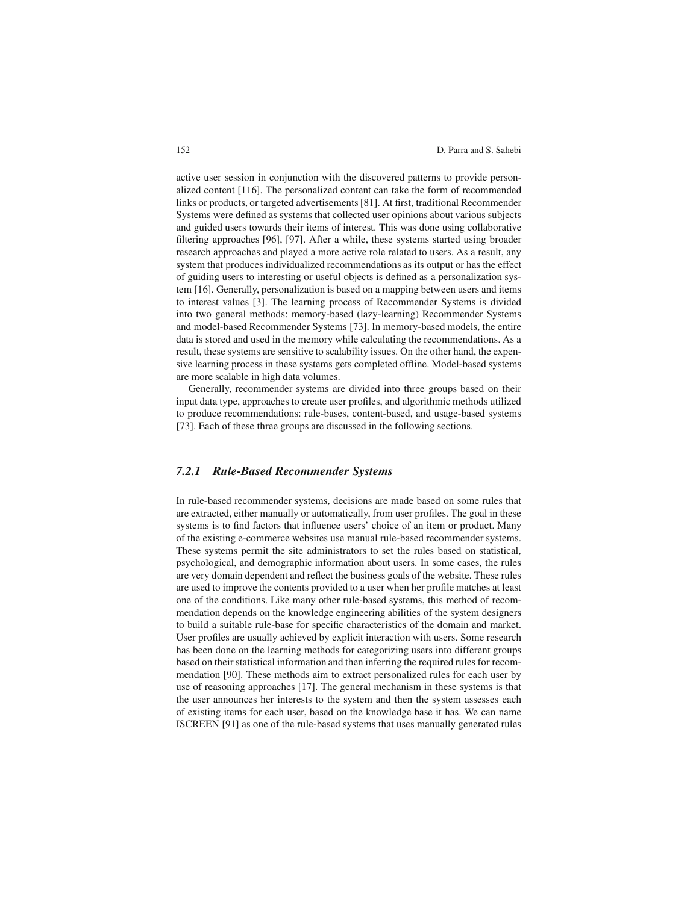active user session in conjunction with the discovered patterns to provide personalized content [116]. The personalized content can take the form of recommended links or products, or targeted advertisements [81]. At first, traditional Recommender Systems were defined as systems that collected user opinions about various subjects and guided users towards their items of interest. This was done using collaborative filtering approaches [96], [97]. After a while, these systems started using broader research approaches and played a more active role related to users. As a result, any system that produces individualized recommendations as its output or has the effect of guiding users to interesting or useful objects is defined as a personalization system [16]. Generally, personalization is based on a mapping between users and items to interest values [3]. The learning process of Recommender Systems is divided into two general methods: memory-based (lazy-learning) Recommender Systems and model-based Recommender Systems [73]. In memory-based models, the entire data is stored and used in the memory while calculating the recommendations. As a result, these systems are sensitive to scalability issues. On the other hand, the expensive learning process in these systems gets completed offline. Model-based systems are more scalable in high data volumes.

Generally, recommender systems are divided into three groups based on their input data type, approaches to create user profiles, and algorithmic methods utilized to produce recommendations: rule-bases, content-based, and usage-based systems [73]. Each of these three groups are discussed in the following sections.

### *7.2.1 Rule-Based Recommender Systems*

In rule-based recommender systems, decisions are made based on some rules that are extracted, either manually or automatically, from user profiles. The goal in these systems is to find factors that influence users' choice of an item or product. Many of the existing e-commerce websites use manual rule-based recommender systems. These systems permit the site administrators to set the rules based on statistical, psychological, and demographic information about users. In some cases, the rules are very domain dependent and reflect the business goals of the website. These rules are used to improve the contents provided to a user when her profile matches at least one of the conditions. Like many other rule-based systems, this method of recommendation depends on the knowledge engineering abilities of the system designers to build a suitable rule-base for specific characteristics of the domain and market. User profiles are usually achieved by explicit interaction with users. Some research has been done on the learning methods for categorizing users into different groups based on their statistical information and then inferring the required rules for recommendation [90]. These methods aim to extract personalized rules for each user by use of reasoning approaches [17]. The general mechanism in these systems is that the user announces her interests to the system and then the system assesses each of existing items for each user, based on the knowledge base it has. We can name ISCREEN [91] as one of the rule-based systems that uses manually generated rules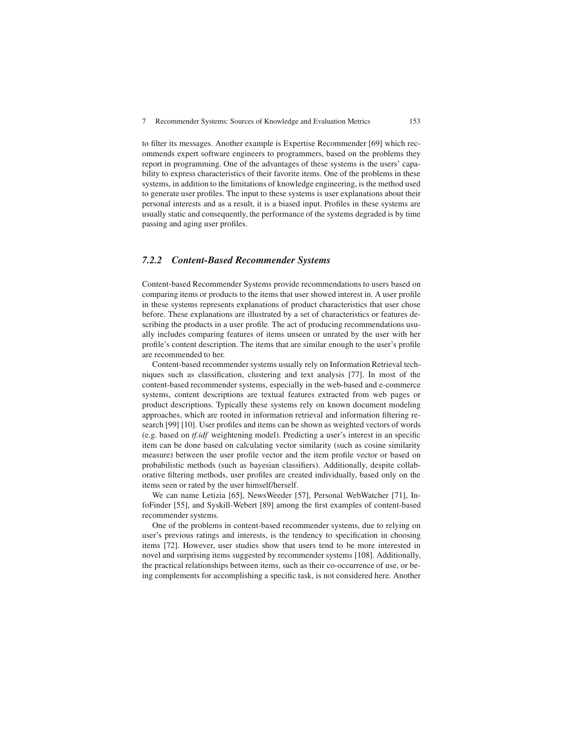to filter its messages. Another example is Expertise Recommender [69] which recommends expert software engineers to programmers, based on the problems they report in programming. One of the advantages of these systems is the users' capability to express characteristics of their favorite items. One of the problems in these systems, in addition to the limitations of knowledge engineering, is the method used to generate user profiles. The input to these systems is user explanations about their personal interests and as a result, it is a biased input. Profiles in these systems are usually static and consequently, the performance of the systems degraded is by time passing and aging user profiles.

### *7.2.2 Content-Based Recommender Systems*

Content-based Recommender Systems provide recommendations to users based on comparing items or products to the items that user showed interest in. A user profile in these systems represents explanations of product characteristics that user chose before. These explanations are illustrated by a set of characteristics or features describing the products in a user profile. The act of producing recommendations usually includes comparing features of items unseen or unrated by the user with her profile's content description. The items that are similar enough to the user's profile are recommended to her.

Content-based recommender systems usually rely on Information Retrieval techniques such as classification, clustering and text analysis [77]. In most of the content-based recommender systems, especially in the web-based and e-commerce systems, content descriptions are textual features extracted from web pages or product descriptions. Typically these systems rely on known document modeling approaches, which are rooted in information retrieval and information filtering research [99] [10]. User profiles and items can be shown as weighted vectors of words (e.g. based on *tf.idf* weightening model). Predicting a user's interest in an specific item can be done based on calculating vector similarity (such as cosine similarity measure) between the user profile vector and the item profile vector or based on probabilistic methods (such as bayesian classifiers). Additionally, despite collaborative filtering methods, user profiles are created individually, based only on the items seen or rated by the user himself/herself.

We can name Letizia [65], NewsWeeder [57], Personal WebWatcher [71], InfoFinder [55], and Syskill-Webert [89] among the first examples of content-based recommender systems.

One of the problems in content-based recommender systems, due to relying on user's previous ratings and interests, is the tendency to specification in choosing items [72]. However, user studies show that users tend to be more interested in novel and surprising items suggested by recommender systems [108]. Additionally, the practical relationships between items, such as their co-occurrence of use, or being complements for accomplishing a specific task, is not considered here. Another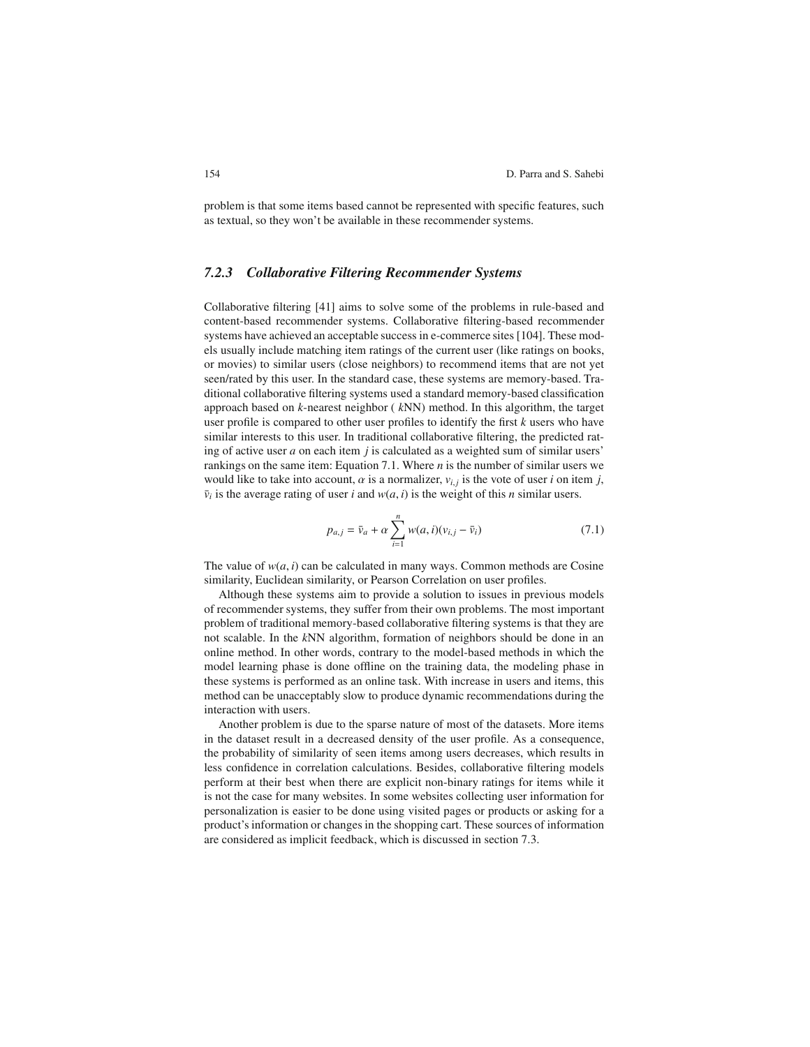problem is that some items based cannot be represented with specific features, such as textual, so they won't be available in these recommender systems.

### *7.2.3 Collaborative Filtering Recommender Systems*

Collaborative filtering [41] aims to solve some of the problems in rule-based and content-based recommender systems. Collaborative filtering-based recommender systems have achieved an acceptable success in e-commerce sites [104]. These models usually include matching item ratings of the current user (like ratings on books, or movies) to similar users (close neighbors) to recommend items that are not yet seen/rated by this user. In the standard case, these systems are memory-based. Traditional collaborative filtering systems used a standard memory-based classification approach based on $k$-nearest neighbor ( $k$NN) method. In this algorithm, the target user profile is compared to other user profiles to identify the first $k$ users who have similar interests to this user. In traditional collaborative filtering, the predicted rating of active user $a$ on each item $j$ is calculated as a weighted sum of similar users' rankings on the same item: Equation 7.1. Where $n$ is the number of similar users we would like to take into account, $\alpha$ is a normalizer, $v_{i,j}$ is the vote of user $i$ on item $j$, $\bar{v}_i$ is the average rating of user $i$ and $w(a, i)$ is the weight of this $n$ similar users.

$$p_{a,j} = \bar{v}_a + \alpha \sum_{i=1}^{n} w(a,i)(v_{i,j} - \bar{v}_i) \tag{7.1}$$

The value of $w(a, i)$ can be calculated in many ways. Common methods are Cosine similarity, Euclidean similarity, or Pearson Correlation on user profiles.

Although these systems aim to provide a solution to issues in previous models of recommender systems, they suffer from their own problems. The most important problem of traditional memory-based collaborative filtering systems is that they are not scalable. In the $k$NN algorithm, formation of neighbors should be done in an online method. In other words, contrary to the model-based methods in which the model learning phase is done offline on the training data, the modeling phase in these systems is performed as an online task. With increase in users and items, this method can be unacceptably slow to produce dynamic recommendations during the interaction with users.

Another problem is due to the sparse nature of most of the datasets. More items in the dataset result in a decreased density of the user profile. As a consequence, the probability of similarity of seen items among users decreases, which results in less confidence in correlation calculations. Besides, collaborative filtering models perform at their best when there are explicit non-binary ratings for items while it is not the case for many websites. In some websites collecting user information for personalization is easier to be done using visited pages or products or asking for a product's information or changes in the shopping cart. These sources of information are considered as implicit feedback, which is discussed in section 7.3.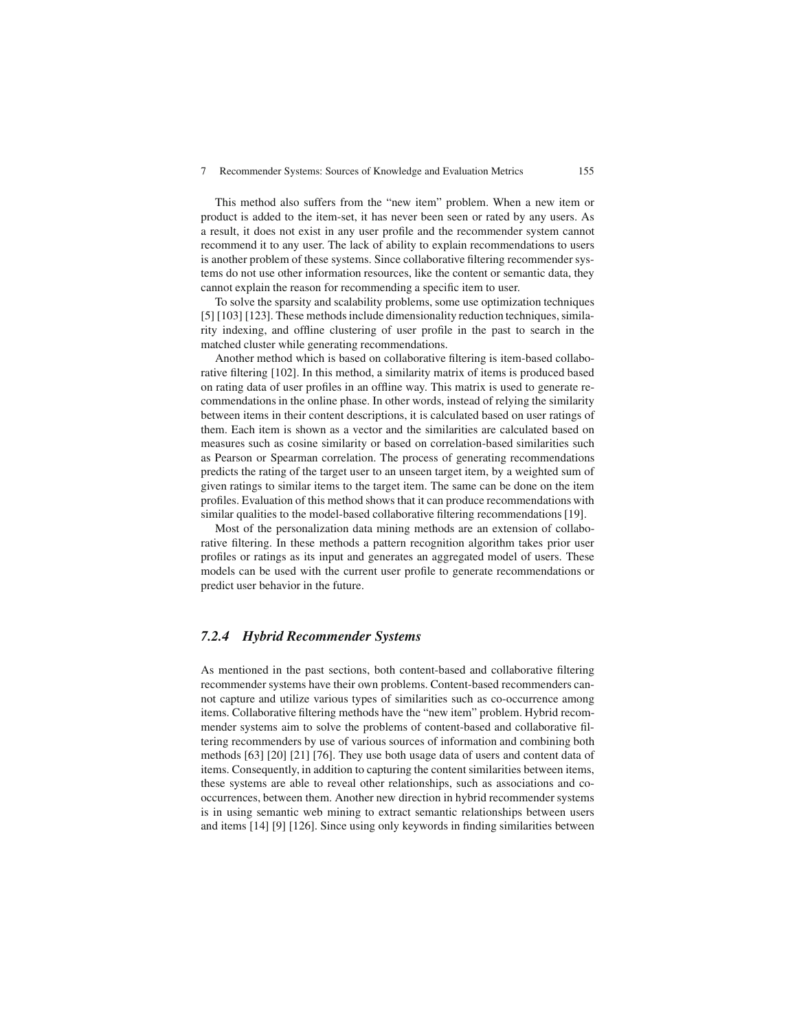This method also suffers from the "new item" problem. When a new item or product is added to the item-set, it has never been seen or rated by any users. As a result, it does not exist in any user profile and the recommender system cannot recommend it to any user. The lack of ability to explain recommendations to users is another problem of these systems. Since collaborative filtering recommender systems do not use other information resources, like the content or semantic data, they cannot explain the reason for recommending a specific item to user.

To solve the sparsity and scalability problems, some use optimization techniques [5] [103] [123]. These methods include dimensionality reduction techniques, similarity indexing, and offline clustering of user profile in the past to search in the matched cluster while generating recommendations.

Another method which is based on collaborative filtering is item-based collaborative filtering [102]. In this method, a similarity matrix of items is produced based on rating data of user profiles in an offline way. This matrix is used to generate recommendations in the online phase. In other words, instead of relying the similarity between items in their content descriptions, it is calculated based on user ratings of them. Each item is shown as a vector and the similarities are calculated based on measures such as cosine similarity or based on correlation-based similarities such as Pearson or Spearman correlation. The process of generating recommendations predicts the rating of the target user to an unseen target item, by a weighted sum of given ratings to similar items to the target item. The same can be done on the item profiles. Evaluation of this method shows that it can produce recommendations with similar qualities to the model-based collaborative filtering recommendations [19].

Most of the personalization data mining methods are an extension of collaborative filtering. In these methods a pattern recognition algorithm takes prior user profiles or ratings as its input and generates an aggregated model of users. These models can be used with the current user profile to generate recommendations or predict user behavior in the future.

### *7.2.4 Hybrid Recommender Systems*

As mentioned in the past sections, both content-based and collaborative filtering recommender systems have their own problems. Content-based recommenders cannot capture and utilize various types of similarities such as co-occurrence among items. Collaborative filtering methods have the "new item" problem. Hybrid recommender systems aim to solve the problems of content-based and collaborative filtering recommenders by use of various sources of information and combining both methods [63] [20] [21] [76]. They use both usage data of users and content data of items. Consequently, in addition to capturing the content similarities between items, these systems are able to reveal other relationships, such as associations and co-occurrences, between them. Another new direction in hybrid recommender systems is in using semantic web mining to extract semantic relationships between users and items [14] [9] [126]. Since using only keywords in finding similarities between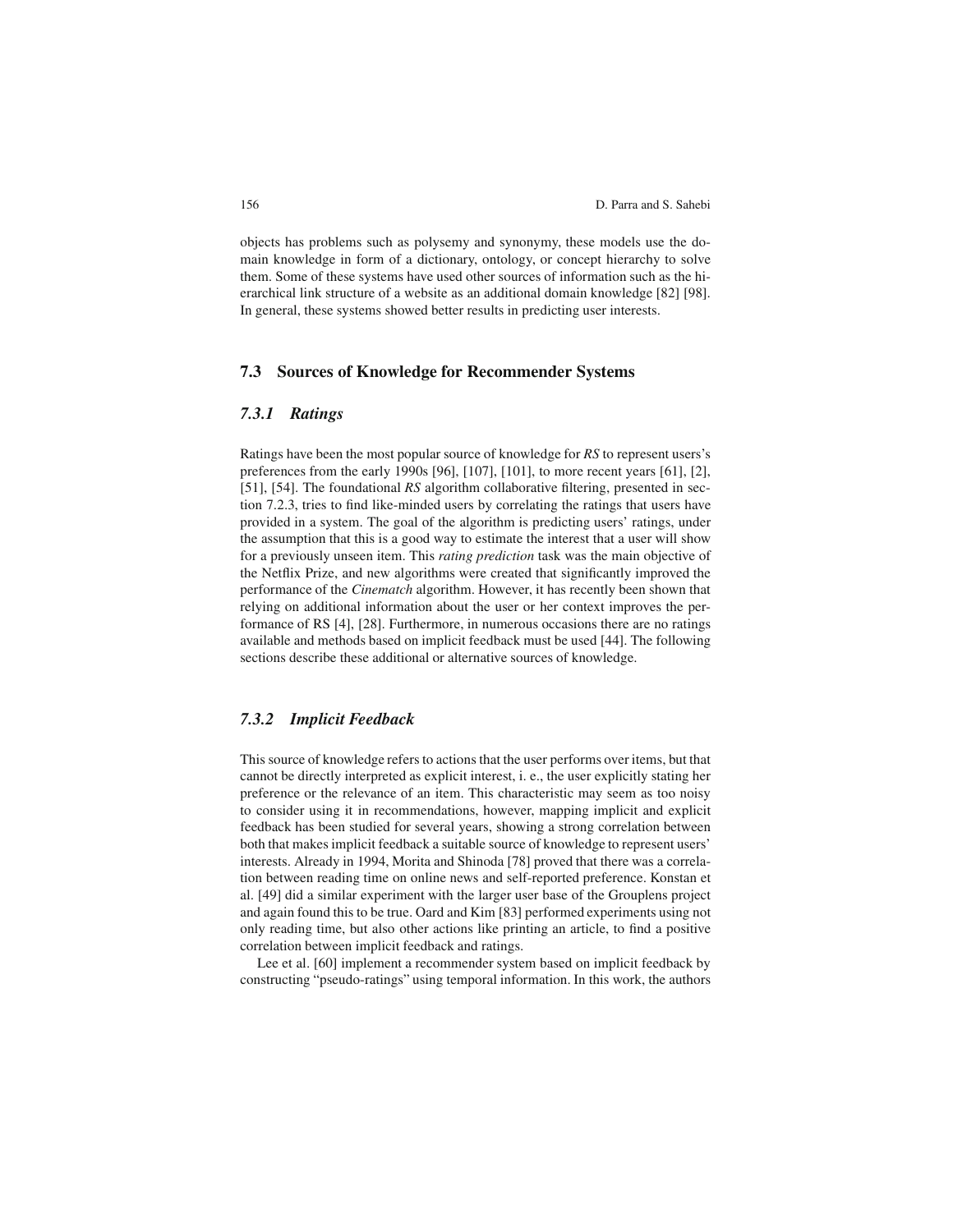objects has problems such as polysemy and synonymy, these models use the domain knowledge in form of a dictionary, ontology, or concept hierarchy to solve them. Some of these systems have used other sources of information such as the hierarchical link structure of a website as an additional domain knowledge [82] [98]. In general, these systems showed better results in predicting user interests.

## 7.3 Sources of Knowledge for Recommender Systems

### *7.3.1 Ratings*

Ratings have been the most popular source of knowledge for *RS* to represent users's preferences from the early 1990s [96], [107], [101], to more recent years [61], [2], [51], [54]. The foundational *RS* algorithm collaborative filtering, presented in section 7.2.3, tries to find like-minded users by correlating the ratings that users have provided in a system. The goal of the algorithm is predicting users' ratings, under the assumption that this is a good way to estimate the interest that a user will show for a previously unseen item. This *rating prediction* task was the main objective of the Netflix Prize, and new algorithms were created that significantly improved the performance of the *Cinematch* algorithm. However, it has recently been shown that relying on additional information about the user or her context improves the performance of RS [4], [28]. Furthermore, in numerous occasions there are no ratings available and methods based on implicit feedback must be used [44]. The following sections describe these additional or alternative sources of knowledge.

### *7.3.2 Implicit Feedback*

This source of knowledge refers to actions that the user performs over items, but that cannot be directly interpreted as explicit interest, i. e., the user explicitly stating her preference or the relevance of an item. This characteristic may seem as too noisy to consider using it in recommendations, however, mapping implicit and explicit feedback has been studied for several years, showing a strong correlation between both that makes implicit feedback a suitable source of knowledge to represent users' interests. Already in 1994, Morita and Shinoda [78] proved that there was a correlation between reading time on online news and self-reported preference. Konstan et al. [49] did a similar experiment with the larger user base of the Grouplens project and again found this to be true. Oard and Kim [83] performed experiments using not only reading time, but also other actions like printing an article, to find a positive correlation between implicit feedback and ratings.

Lee et al. [60] implement a recommender system based on implicit feedback by constructing "pseudo-ratings" using temporal information. In this work, the authors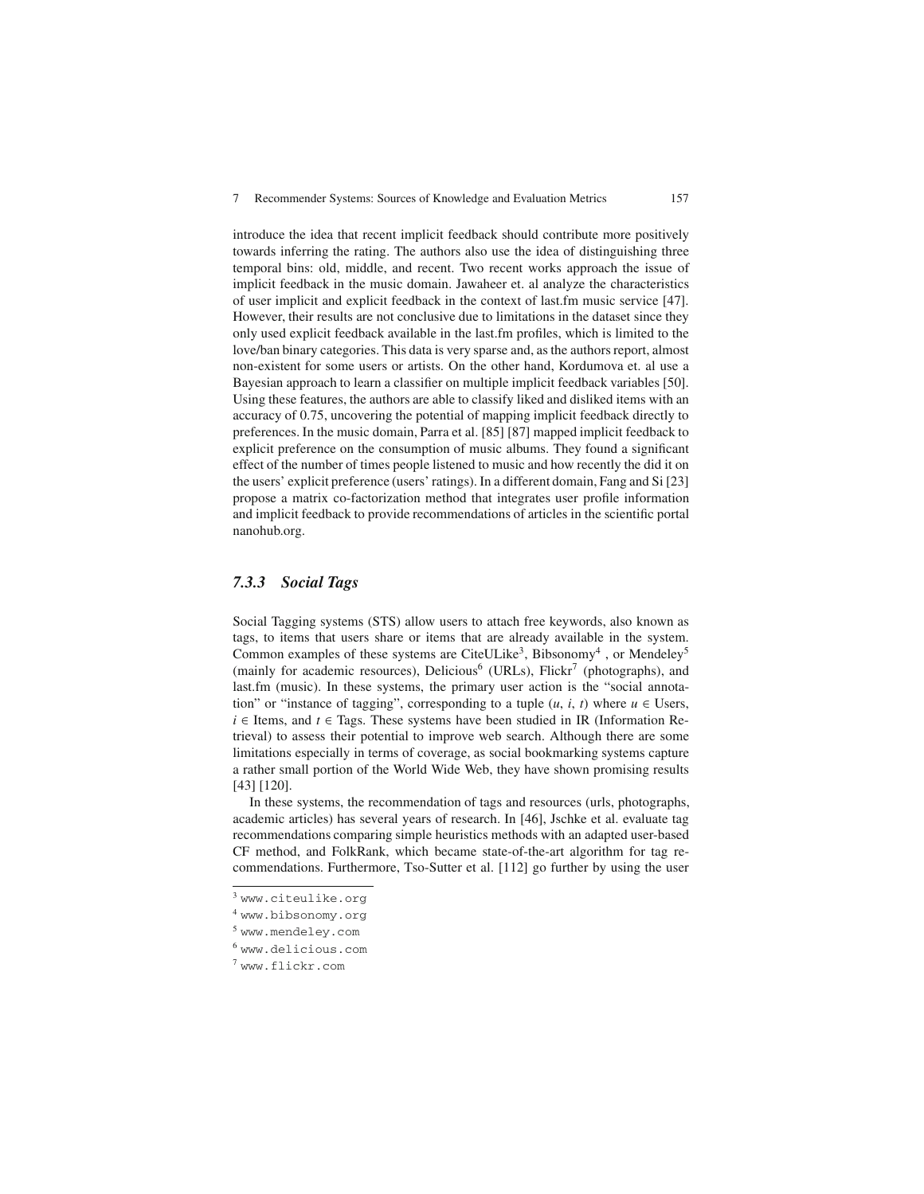introduce the idea that recent implicit feedback should contribute more positively towards inferring the rating. The authors also use the idea of distinguishing three temporal bins: old, middle, and recent. Two recent works approach the issue of implicit feedback in the music domain. Jawaheer et. al analyze the characteristics of user implicit and explicit feedback in the context of last.fm music service [47]. However, their results are not conclusive due to limitations in the dataset since they only used explicit feedback available in the last.fm profiles, which is limited to the love/ban binary categories. This data is very sparse and, as the authors report, almost non-existent for some users or artists. On the other hand, Kordumova et. al use a Bayesian approach to learn a classifier on multiple implicit feedback variables [50]. Using these features, the authors are able to classify liked and disliked items with an accuracy of 0.75, uncovering the potential of mapping implicit feedback directly to preferences. In the music domain, Parra et al. [85] [87] mapped implicit feedback to explicit preference on the consumption of music albums. They found a significant effect of the number of times people listened to music and how recently the did it on the users' explicit preference (users' ratings). In a different domain, Fang and Si [23] propose a matrix co-factorization method that integrates user profile information and implicit feedback to provide recommendations of articles in the scientific portal nanohub.org.

### *7.3.3 Social Tags*

Social Tagging systems (STS) allow users to attach free keywords, also known as tags, to items that users share or items that are already available in the system. Common examples of these systems are CiteULike[3], Bibsonomy[4] , or Mendeley[5] (mainly for academic resources), Delicious[6] (URLs), Flickr[7] (photographs), and last.fm (music). In these systems, the primary user action is the "social annotation" or "instance of tagging", corresponding to a tuple ($u$, $i$, $t$) where $u \in$ Users, $i \in$ Items, and $t \in$ Tags. These systems have been studied in IR (Information Retrieval) to assess their potential to improve web search. Although there are some limitations especially in terms of coverage, as social bookmarking systems capture a rather small portion of the World Wide Web, they have shown promising results [43] [120].

In these systems, the recommendation of tags and resources (urls, photographs, academic articles) has several years of research. In [46], Jschke et al. evaluate tag recommendations comparing simple heuristics methods with an adapted user-based CF method, and FolkRank, which became state-of-the-art algorithm for tag recommendations. Furthermore, Tso-Sutter et al. [112] go further by using the user

[3] www.citeulike.org

[4] www.bibsonomy.org

[5] www.mendeley.com

[6] www.delicious.com

[7] www.flickr.com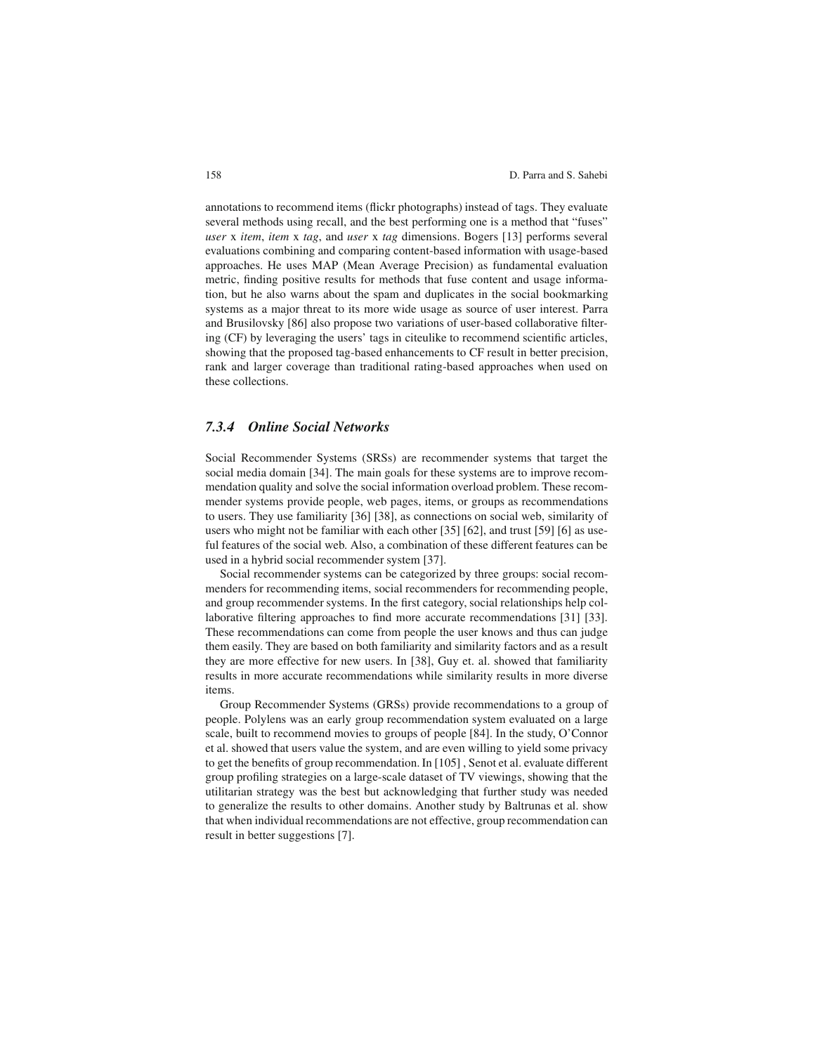annotations to recommend items (flickr photographs) instead of tags. They evaluate several methods using recall, and the best performing one is a method that "fuses" *user* x *item*, *item* x *tag*, and *user* x *tag* dimensions. Bogers [13] performs several evaluations combining and comparing content-based information with usage-based approaches. He uses MAP (Mean Average Precision) as fundamental evaluation metric, finding positive results for methods that fuse content and usage information, but he also warns about the spam and duplicates in the social bookmarking systems as a major threat to its more wide usage as source of user interest. Parra and Brusilovsky [86] also propose two variations of user-based collaborative filtering (CF) by leveraging the users' tags in citeulike to recommend scientific articles, showing that the proposed tag-based enhancements to CF result in better precision, rank and larger coverage than traditional rating-based approaches when used on these collections.

### *7.3.4 Online Social Networks*

Social Recommender Systems (SRSs) are recommender systems that target the social media domain [34]. The main goals for these systems are to improve recommendation quality and solve the social information overload problem. These recommender systems provide people, web pages, items, or groups as recommendations to users. They use familiarity [36] [38], as connections on social web, similarity of users who might not be familiar with each other [35] [62], and trust [59] [6] as useful features of the social web. Also, a combination of these different features can be used in a hybrid social recommender system [37].

Social recommender systems can be categorized by three groups: social recommenders for recommending items, social recommenders for recommending people, and group recommender systems. In the first category, social relationships help collaborative filtering approaches to find more accurate recommendations [31] [33]. These recommendations can come from people the user knows and thus can judge them easily. They are based on both familiarity and similarity factors and as a result they are more effective for new users. In [38], Guy et. al. showed that familiarity results in more accurate recommendations while similarity results in more diverse items.

Group Recommender Systems (GRSs) provide recommendations to a group of people. Polylens was an early group recommendation system evaluated on a large scale, built to recommend movies to groups of people [84]. In the study, O'Connor et al. showed that users value the system, and are even willing to yield some privacy to get the benefits of group recommendation. In [105] , Senot et al. evaluate different group profiling strategies on a large-scale dataset of TV viewings, showing that the utilitarian strategy was the best but acknowledging that further study was needed to generalize the results to other domains. Another study by Baltrunas et al. show that when individual recommendations are not effective, group recommendation can result in better suggestions [7].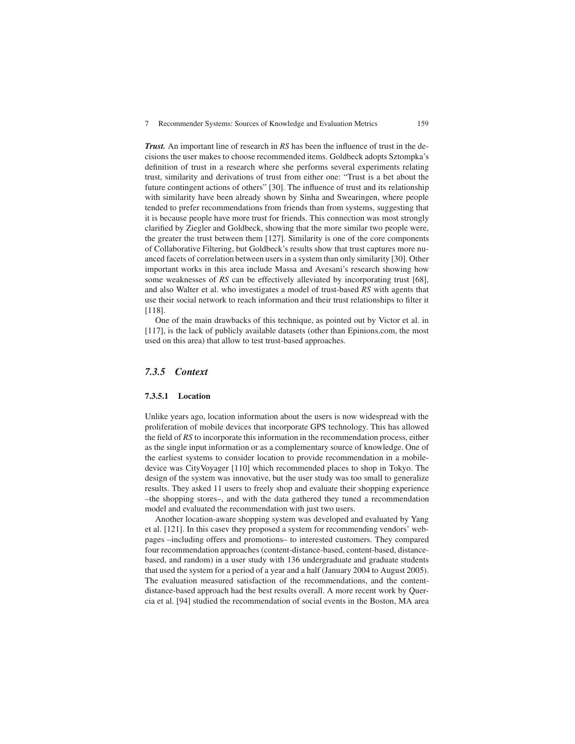***Trust.*** An important line of research in *RS* has been the influence of trust in the decisions the user makes to choose recommended items. Goldbeck adopts Sztompka's definition of trust in a research where she performs several experiments relating trust, similarity and derivations of trust from either one: "Trust is a bet about the future contingent actions of others" [30]. The influence of trust and its relationship with similarity have been already shown by Sinha and Swearingen, where people tended to prefer recommendations from friends than from systems, suggesting that it is because people have more trust for friends. This connection was most strongly clarified by Ziegler and Goldbeck, showing that the more similar two people were, the greater the trust between them [127]. Similarity is one of the core components of Collaborative Filtering, but Goldbeck's results show that trust captures more nuanced facets of correlation between users in a system than only similarity [30]. Other important works in this area include Massa and Avesani's research showing how some weaknesses of *RS* can be effectively alleviated by incorporating trust [68], and also Walter et al. who investigates a model of trust-based *RS* with agents that use their social network to reach information and their trust relationships to filter it [118].

One of the main drawbacks of this technique, as pointed out by Victor et al. in [117], is the lack of publicly available datasets (other than Epinions.com, the most used on this area) that allow to test trust-based approaches.

## *7.3.5 Context*

### 7.3.5.1 Location

Unlike years ago, location information about the users is now widespread with the proliferation of mobile devices that incorporate GPS technology. This has allowed the field of *RS* to incorporate this information in the recommendation process, either as the single input information or as a complementary source of knowledge. One of the earliest systems to consider location to provide recommendation in a mobile-device was CityVoyager [110] which recommended places to shop in Tokyo. The design of the system was innovative, but the user study was too small to generalize results. They asked 11 users to freely shop and evaluate their shopping experience –the shopping stores–, and with the data gathered they tuned a recommendation model and evaluated the recommendation with just two users.

Another location-aware shopping system was developed and evaluated by Yang et al. [121]. In this casev they proposed a system for recommending vendors' webpages –including offers and promotions– to interested customers. They compared four recommendation approaches (content-distance-based, content-based, distance-based, and random) in a user study with 136 undergraduate and graduate students that used the system for a period of a year and a half (January 2004 to August 2005). The evaluation measured satisfaction of the recommendations, and the content-distance-based approach had the best results overall. A more recent work by Quercia et al. [94] studied the recommendation of social events in the Boston, MA area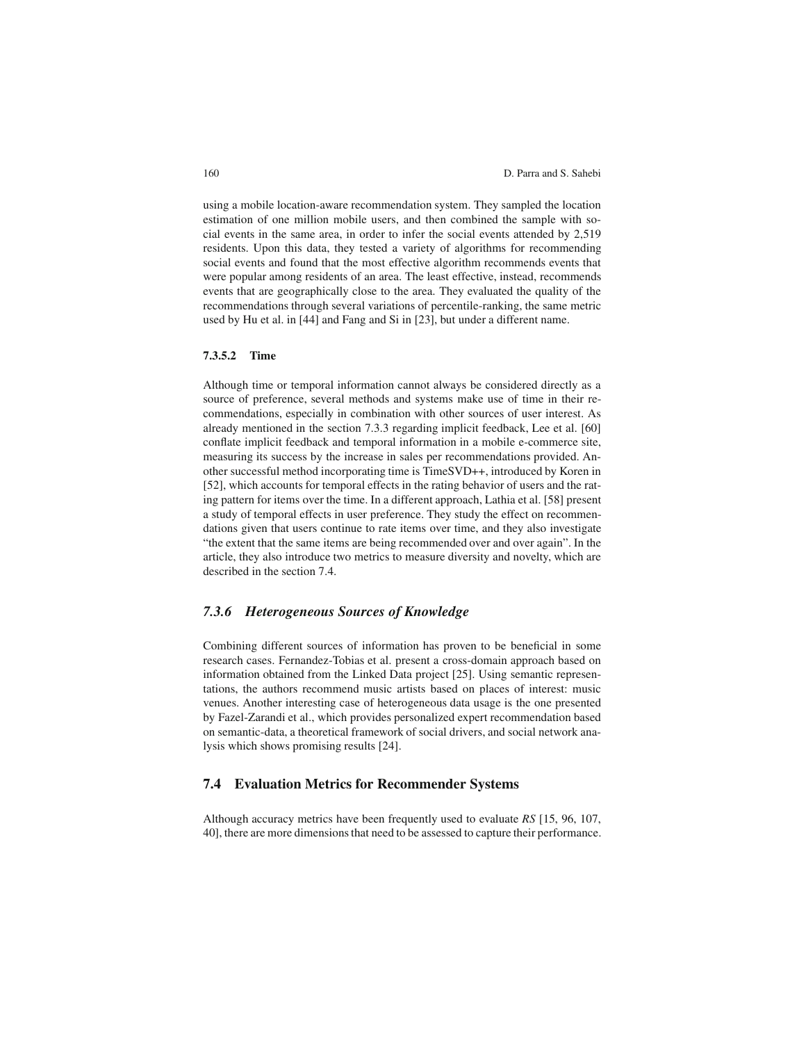using a mobile location-aware recommendation system. They sampled the location estimation of one million mobile users, and then combined the sample with social events in the same area, in order to infer the social events attended by 2,519 residents. Upon this data, they tested a variety of algorithms for recommending social events and found that the most effective algorithm recommends events that were popular among residents of an area. The least effective, instead, recommends events that are geographically close to the area. They evaluated the quality of the recommendations through several variations of percentile-ranking, the same metric used by Hu et al. in [44] and Fang and Si in [23], but under a different name.

#### 7.3.5.2 Time

Although time or temporal information cannot always be considered directly as a source of preference, several methods and systems make use of time in their recommendations, especially in combination with other sources of user interest. As already mentioned in the section 7.3.3 regarding implicit feedback, Lee et al. [60] conflate implicit feedback and temporal information in a mobile e-commerce site, measuring its success by the increase in sales per recommendations provided. Another successful method incorporating time is TimeSVD++, introduced by Koren in [52], which accounts for temporal effects in the rating behavior of users and the rating pattern for items over the time. In a different approach, Lathia et al. [58] present a study of temporal effects in user preference. They study the effect on recommendations given that users continue to rate items over time, and they also investigate "the extent that the same items are being recommended over and over again". In the article, they also introduce two metrics to measure diversity and novelty, which are described in the section 7.4.

### *7.3.6 Heterogeneous Sources of Knowledge*

Combining different sources of information has proven to be beneficial in some research cases. Fernandez-Tobias et al. present a cross-domain approach based on information obtained from the Linked Data project [25]. Using semantic representations, the authors recommend music artists based on places of interest: music venues. Another interesting case of heterogeneous data usage is the one presented by Fazel-Zarandi et al., which provides personalized expert recommendation based on semantic-data, a theoretical framework of social drivers, and social network analysis which shows promising results [24].

## 7.4 Evaluation Metrics for Recommender Systems

Although accuracy metrics have been frequently used to evaluate *RS* [15, 96, 107, 40], there are more dimensions that need to be assessed to capture their performance.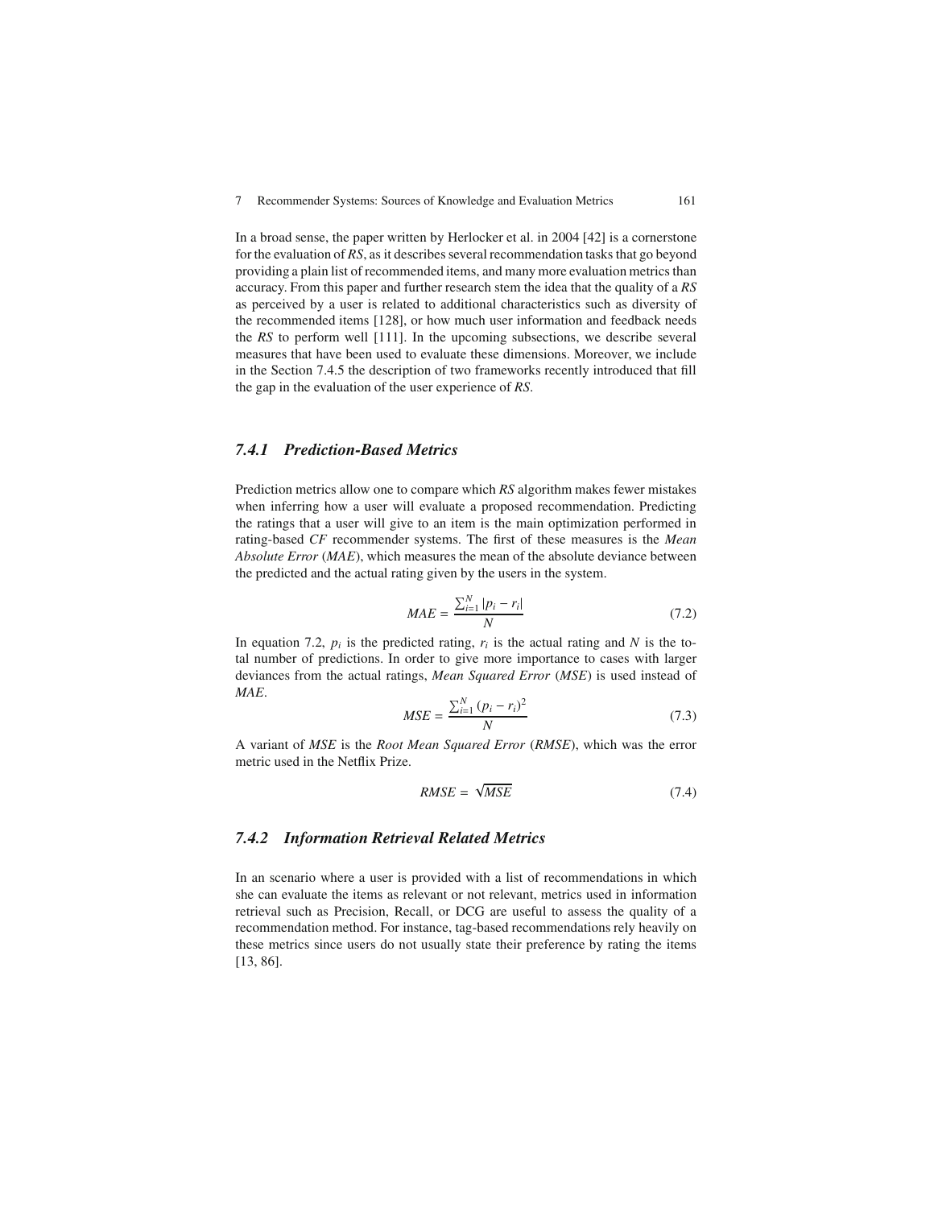In a broad sense, the paper written by Herlocker et al. in 2004 [42] is a cornerstone for the evaluation of *RS*, as it describes several recommendation tasks that go beyond providing a plain list of recommended items, and many more evaluation metrics than accuracy. From this paper and further research stem the idea that the quality of a *RS* as perceived by a user is related to additional characteristics such as diversity of the recommended items [128], or how much user information and feedback needs the *RS* to perform well [111]. In the upcoming subsections, we describe several measures that have been used to evaluate these dimensions. Moreover, we include in the Section 7.4.5 the description of two frameworks recently introduced that fill the gap in the evaluation of the user experience of *RS*.

### *7.4.1 Prediction-Based Metrics*

Prediction metrics allow one to compare which *RS* algorithm makes fewer mistakes when inferring how a user will evaluate a proposed recommendation. Predicting the ratings that a user will give to an item is the main optimization performed in rating-based *CF* recommender systems. The first of these measures is the *Mean Absolute Error* (*MAE*), which measures the mean of the absolute deviance between the predicted and the actual rating given by the users in the system.

$$MAE = \frac{\sum_{i=1}^{N} |p_i - r_i|}{N} \tag{7.2}$$

In equation 7.2, $p_i$ is the predicted rating, $r_i$ is the actual rating and $N$ is the total number of predictions. In order to give more importance to cases with larger deviances from the actual ratings, *Mean Squared Error* (*MSE*) is used instead of *MAE*.

$$MSE = \frac{\sum_{i=1}^{N} (p_i - r_i)^2}{N} \tag{7.3}$$

A variant of *MSE* is the *Root Mean Squared Error* (*RMSE*), which was the error metric used in the Netflix Prize.

$$RMSE = \sqrt{MSE} \tag{7.4}$$

### *7.4.2 Information Retrieval Related Metrics*

In an scenario where a user is provided with a list of recommendations in which she can evaluate the items as relevant or not relevant, metrics used in information retrieval such as Precision, Recall, or DCG are useful to assess the quality of a recommendation method. For instance, tag-based recommendations rely heavily on these metrics since users do not usually state their preference by rating the items [13, 86].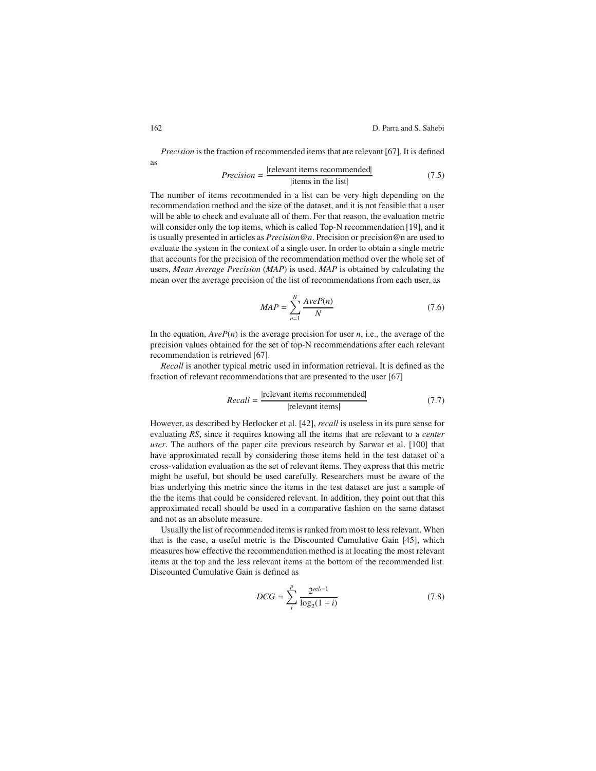*Precision* is the fraction of recommended items that are relevant [67]. It is defined as

$$Precision = \frac{|\text{relevant items recommended}|}{|\text{items in the list}|} \tag{7.5}$$

The number of items recommended in a list can be very high depending on the recommendation method and the size of the dataset, and it is not feasible that a user will be able to check and evaluate all of them. For that reason, the evaluation metric will consider only the top items, which is called Top-N recommendation [19], and it is usually presented in articles as *Precision@n*. Precision or precision@n are used to evaluate the system in the context of a single user. In order to obtain a single metric that accounts for the precision of the recommendation method over the whole set of users, *Mean Average Precision* (*MAP*) is used. *MAP* is obtained by calculating the mean over the average precision of the list of recommendations from each user, as

$$MAP = \sum_{n=1}^{N} \frac{AveP(n)}{N} \tag{7.6}$$

In the equation, $AveP(n)$ is the average precision for user $n$, i.e., the average of the precision values obtained for the set of top-N recommendations after each relevant recommendation is retrieved [67].

*Recall* is another typical metric used in information retrieval. It is defined as the fraction of relevant recommendations that are presented to the user [67]

$$Recall = \frac{|\text{relevant items recommended}|}{|\text{relevant items}|} \tag{7.7}$$

However, as described by Herlocker et al. [42], *recall* is useless in its pure sense for evaluating *RS*, since it requires knowing all the items that are relevant to a *center user*. The authors of the paper cite previous research by Sarwar et al. [100] that have approximated recall by considering those items held in the test dataset of a cross-validation evaluation as the set of relevant items. They express that this metric might be useful, but should be used carefully. Researchers must be aware of the bias underlying this metric since the items in the test dataset are just a sample of the the items that could be considered relevant. In addition, they point out that this approximated recall should be used in a comparative fashion on the same dataset and not as an absolute measure.

Usually the list of recommended items is ranked from most to less relevant. When that is the case, a useful metric is the Discounted Cumulative Gain [45], which measures how effective the recommendation method is at locating the most relevant items at the top and the less relevant items at the bottom of the recommended list. Discounted Cumulative Gain is defined as

$$DCG = \sum_{i}^{p} \frac{2^{rel_i - 1}}{\log_2(1+i)} \tag{7.8}$$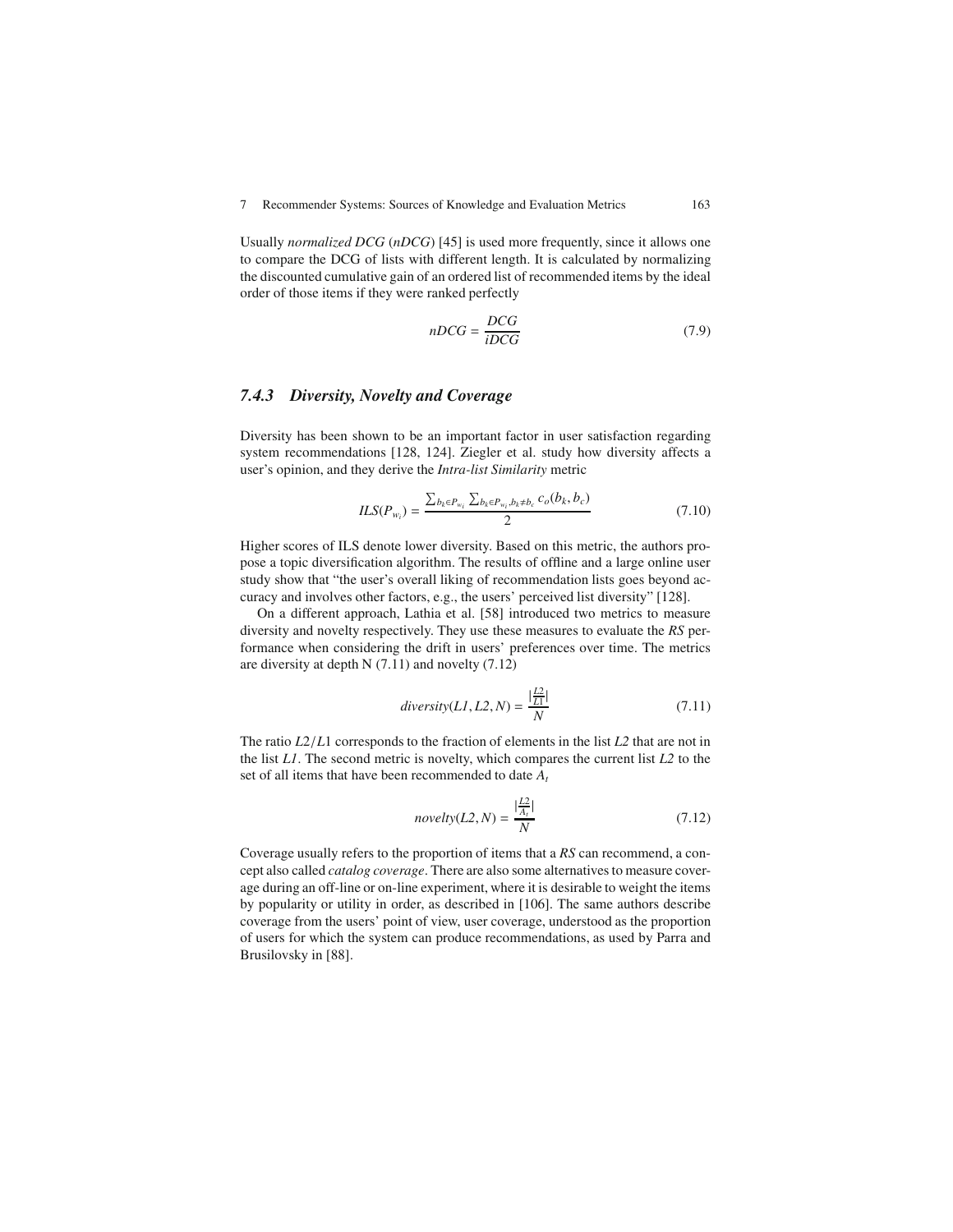Usually *normalized DCG* (*nDCG*) [45] is used more frequently, since it allows one to compare the DCG of lists with different length. It is calculated by normalizing the discounted cumulative gain of an ordered list of recommended items by the ideal order of those items if they were ranked perfectly

$$nDCG = \frac{DCG}{iDCG} \tag{7.9}$$

### 7.4.3 Diversity, Novelty and Coverage

Diversity has been shown to be an important factor in user satisfaction regarding system recommendations [128, 124]. Ziegler et al. study how diversity affects a user's opinion, and they derive the *Intra-list Similarity* metric

$$ILS(P_{w_i}) = \frac{\sum_{b_k \in P_{w_i}} \sum_{b_k \in P_{w_i}, b_k \neq b_c} c_o(b_k, b_c)}{2} \tag{7.10}$$

Higher scores of ILS denote lower diversity. Based on this metric, the authors propose a topic diversification algorithm. The results of offline and a large online user study show that "the user's overall liking of recommendation lists goes beyond accuracy and involves other factors, e.g., the users' perceived list diversity" [128].

On a different approach, Lathia et al. [58] introduced two metrics to measure diversity and novelty respectively. They use these measures to evaluate the *RS* performance when considering the drift in users' preferences over time. The metrics are diversity at depth N (7.11) and novelty (7.12)

$$diversity(L1, L2, N) = \frac{|\frac{L2}{L1}|}{N} \tag{7.11}$$

The ratio $L2/L1$ corresponds to the fraction of elements in the list *L2* that are not in the list *L1*. The second metric is novelty, which compares the current list *L2* to the set of all items that have been recommended to date $A_t$

$$novelty(L2, N) = \frac{|\frac{L2}{A_t}|}{N} \tag{7.12}$$

Coverage usually refers to the proportion of items that a *RS* can recommend, a concept also called *catalog coverage*. There are also some alternatives to measure coverage during an off-line or on-line experiment, where it is desirable to weight the items by popularity or utility in order, as described in [106]. The same authors describe coverage from the users' point of view, user coverage, understood as the proportion of users for which the system can produce recommendations, as used by Parra and Brusilovsky in [88].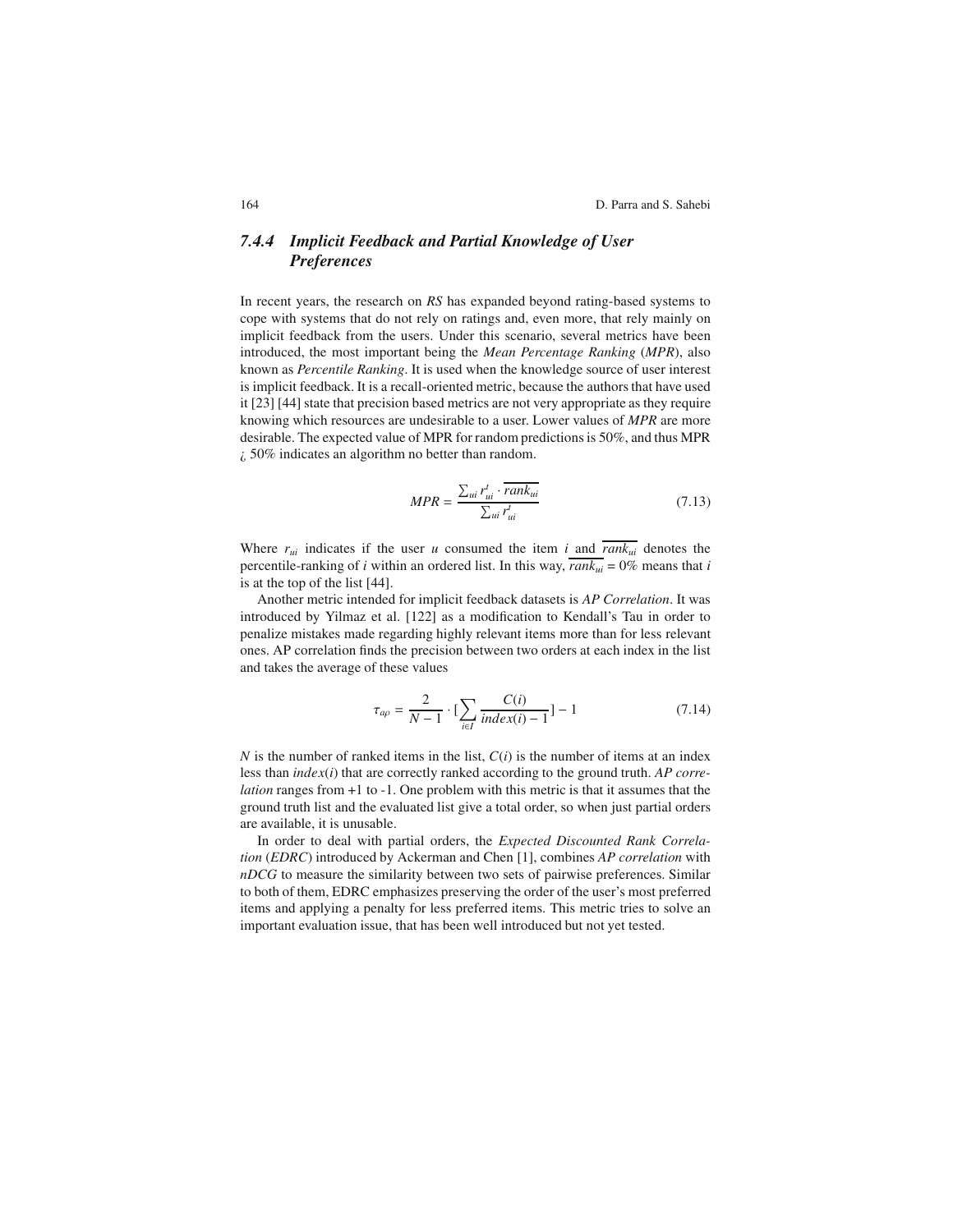### 7.4.4 *Implicit Feedback and Partial Knowledge of User Preferences*

In recent years, the research on *RS* has expanded beyond rating-based systems to cope with systems that do not rely on ratings and, even more, that rely mainly on implicit feedback from the users. Under this scenario, several metrics have been introduced, the most important being the *Mean Percentage Ranking* (*MPR*), also known as *Percentile Ranking*. It is used when the knowledge source of user interest is implicit feedback. It is a recall-oriented metric, because the authors that have used it [23] [44] state that precision based metrics are not very appropriate as they require knowing which resources are undesirable to a user. Lower values of *MPR* are more desirable. The expected value of MPR for random predictions is 50%, and thus MPR ¿ 50% indicates an algorithm no better than random.

$$MPR = \frac{\sum_{ui} r^t_{ui} \cdot \overline{rank_{ui}}}{\sum_{ui} r^t_{ui}} \tag{7.13}$$

Where $r_{ui}$ indicates if the user $u$ consumed the item $i$ and $\overline{rank_{ui}}$ denotes the percentile-ranking of $i$ within an ordered list. In this way, $\overline{rank_{ui}} = 0\%$ means that $i$ is at the top of the list [44].

Another metric intended for implicit feedback datasets is *AP Correlation*. It was introduced by Yilmaz et al. [122] as a modification to Kendall's Tau in order to penalize mistakes made regarding highly relevant items more than for less relevant ones. AP correlation finds the precision between two orders at each index in the list and takes the average of these values

$$\tau_{ap} = \frac{2}{N-1} \cdot [\sum_{i \in I} \frac{C(i)}{index(i)-1}] - 1 \tag{7.14}$$

$N$ is the number of ranked items in the list, $C(i)$ is the number of items at an index less than $index(i)$ that are correctly ranked according to the ground truth. *AP correlation* ranges from +1 to -1. One problem with this metric is that it assumes that the ground truth list and the evaluated list give a total order, so when just partial orders are available, it is unusable.

In order to deal with partial orders, the *Expected Discounted Rank Correlation* (*EDRC*) introduced by Ackerman and Chen [1], combines *AP correlation* with *nDCG* to measure the similarity between two sets of pairwise preferences. Similar to both of them, EDRC emphasizes preserving the order of the user's most preferred items and applying a penalty for less preferred items. This metric tries to solve an important evaluation issue, that has been well introduced but not yet tested.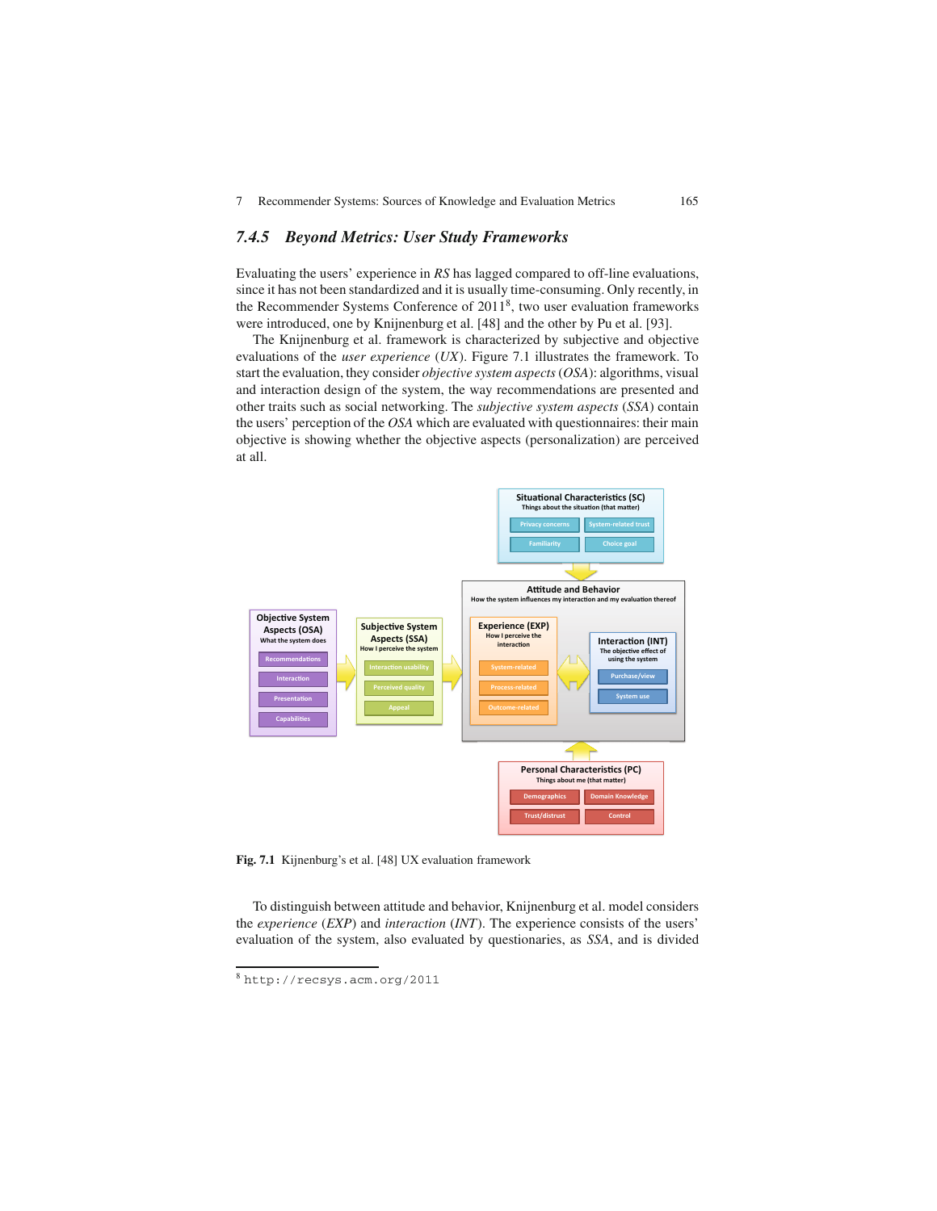### 7.4.5 Beyond Metrics: User Study Frameworks

Evaluating the users' experience in *RS* has lagged compared to off-line evaluations, since it has not been standardized and it is usually time-consuming. Only recently, in the Recommender Systems Conference of 2011[8], two user evaluation frameworks were introduced, one by Knijnenburg et al. [48] and the other by Pu et al. [93].

The Knijnenburg et al. framework is characterized by subjective and objective evaluations of the *user experience* (*UX*). Figure 7.1 illustrates the framework. To start the evaluation, they consider *objective system aspects* (*OSA*): algorithms, visual and interaction design of the system, the way recommendations are presented and other traits such as social networking. The *subjective system aspects* (*SSA*) contain the users' perception of the *OSA* which are evaluated with questionnaires: their main objective is showing whether the objective aspects (personalization) are perceived at all.

**Fig. 7.1** Kijnenburg's et al. [48] UX evaluation framework

To distinguish between attitude and behavior, Knijnenburg et al. model considers the *experience* (*EXP*) and *interaction* (*INT*). The experience consists of the users' evaluation of the system, also evaluated by questionaries, as *SSA*, and is divided

[8] http://recsys.acm.org/2011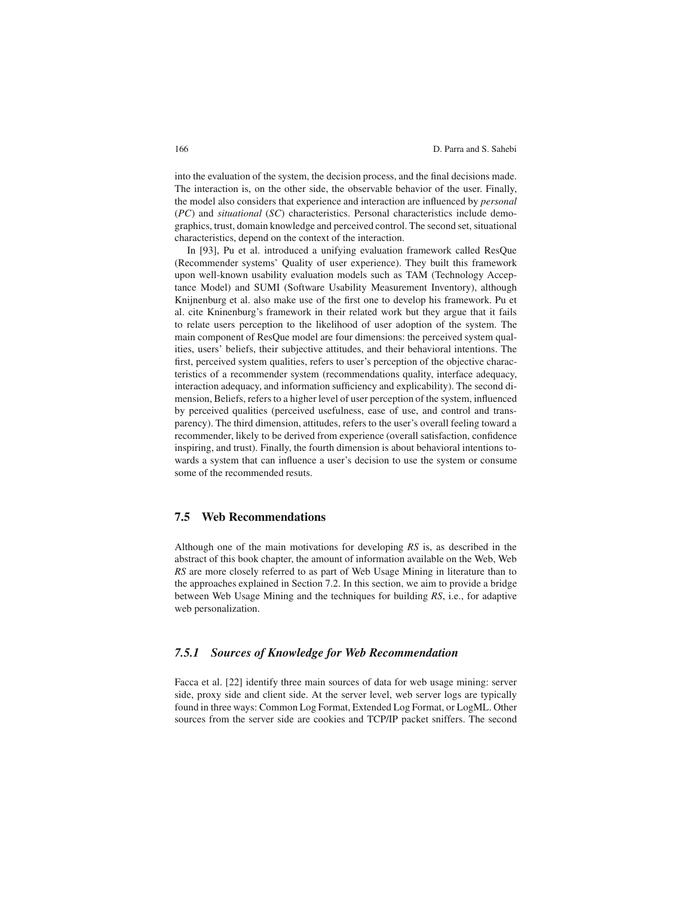into the evaluation of the system, the decision process, and the final decisions made. The interaction is, on the other side, the observable behavior of the user. Finally, the model also considers that experience and interaction are influenced by *personal* (*PC*) and *situational* (*SC*) characteristics. Personal characteristics include demographics, trust, domain knowledge and perceived control. The second set, situational characteristics, depend on the context of the interaction.

In [93], Pu et al. introduced a unifying evaluation framework called ResQue (Recommender systems' Quality of user experience). They built this framework upon well-known usability evaluation models such as TAM (Technology Acceptance Model) and SUMI (Software Usability Measurement Inventory), although Knijnenburg et al. also make use of the first one to develop his framework. Pu et al. cite Kninenburg's framework in their related work but they argue that it fails to relate users perception to the likelihood of user adoption of the system. The main component of ResQue model are four dimensions: the perceived system qualities, users' beliefs, their subjective attitudes, and their behavioral intentions. The first, perceived system qualities, refers to user's perception of the objective characteristics of a recommender system (recommendations quality, interface adequacy, interaction adequacy, and information sufficiency and explicability). The second dimension, Beliefs, refers to a higher level of user perception of the system, influenced by perceived qualities (perceived usefulness, ease of use, and control and transparency). The third dimension, attitudes, refers to the user's overall feeling toward a recommender, likely to be derived from experience (overall satisfaction, confidence inspiring, and trust). Finally, the fourth dimension is about behavioral intentions towards a system that can influence a user's decision to use the system or consume some of the recommended resuts.

## 7.5 Web Recommendations

Although one of the main motivations for developing *RS* is, as described in the abstract of this book chapter, the amount of information available on the Web, Web *RS* are more closely referred to as part of Web Usage Mining in literature than to the approaches explained in Section 7.2. In this section, we aim to provide a bridge between Web Usage Mining and the techniques for building *RS*, i.e., for adaptive web personalization.

### *7.5.1 Sources of Knowledge for Web Recommendation*

Facca et al. [22] identify three main sources of data for web usage mining: server side, proxy side and client side. At the server level, web server logs are typically found in three ways: Common Log Format, Extended Log Format, or LogML. Other sources from the server side are cookies and TCP/IP packet sniffers. The second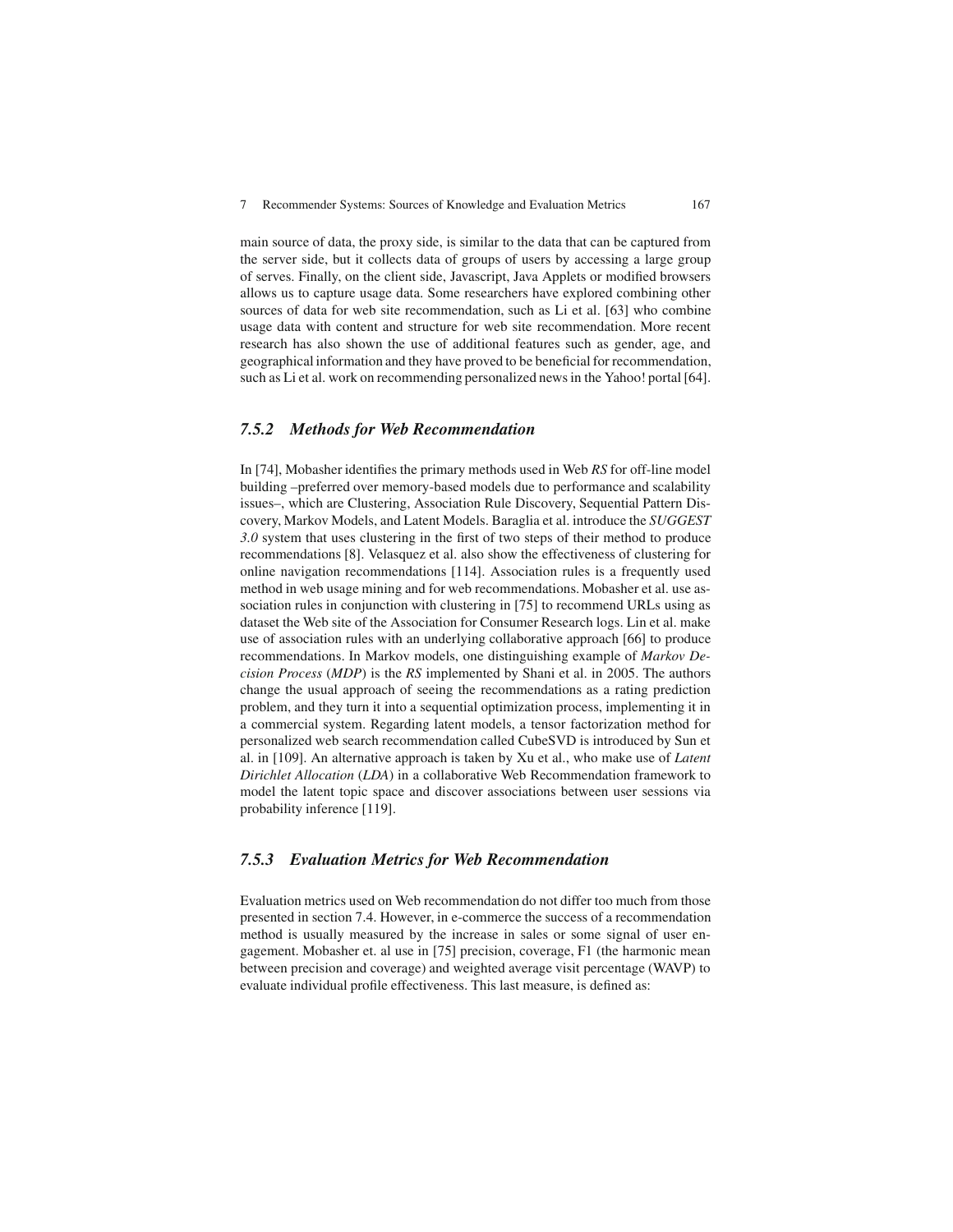main source of data, the proxy side, is similar to the data that can be captured from the server side, but it collects data of groups of users by accessing a large group of serves. Finally, on the client side, Javascript, Java Applets or modified browsers allows us to capture usage data. Some researchers have explored combining other sources of data for web site recommendation, such as Li et al. [63] who combine usage data with content and structure for web site recommendation. More recent research has also shown the use of additional features such as gender, age, and geographical information and they have proved to be beneficial for recommendation, such as Li et al. work on recommending personalized news in the Yahoo! portal [64].

### *7.5.2 Methods for Web Recommendation*

In [74], Mobasher identifies the primary methods used in Web *RS* for off-line model building –preferred over memory-based models due to performance and scalability issues–, which are Clustering, Association Rule Discovery, Sequential Pattern Discovery, Markov Models, and Latent Models. Baraglia et al. introduce the *SUGGEST 3.0* system that uses clustering in the first of two steps of their method to produce recommendations [8]. Velasquez et al. also show the effectiveness of clustering for online navigation recommendations [114]. Association rules is a frequently used method in web usage mining and for web recommendations. Mobasher et al. use association rules in conjunction with clustering in [75] to recommend URLs using as dataset the Web site of the Association for Consumer Research logs. Lin et al. make use of association rules with an underlying collaborative approach [66] to produce recommendations. In Markov models, one distinguishing example of *Markov Decision Process* (*MDP*) is the *RS* implemented by Shani et al. in 2005. The authors change the usual approach of seeing the recommendations as a rating prediction problem, and they turn it into a sequential optimization process, implementing it in a commercial system. Regarding latent models, a tensor factorization method for personalized web search recommendation called CubeSVD is introduced by Sun et al. in [109]. An alternative approach is taken by Xu et al., who make use of *Latent Dirichlet Allocation* (*LDA*) in a collaborative Web Recommendation framework to model the latent topic space and discover associations between user sessions via probability inference [119].

### *7.5.3 Evaluation Metrics for Web Recommendation*

Evaluation metrics used on Web recommendation do not differ too much from those presented in section 7.4. However, in e-commerce the success of a recommendation method is usually measured by the increase in sales or some signal of user engagement. Mobasher et. al use in [75] precision, coverage, F1 (the harmonic mean between precision and coverage) and weighted average visit percentage (WAVP) to evaluate individual profile effectiveness. This last measure, is defined as: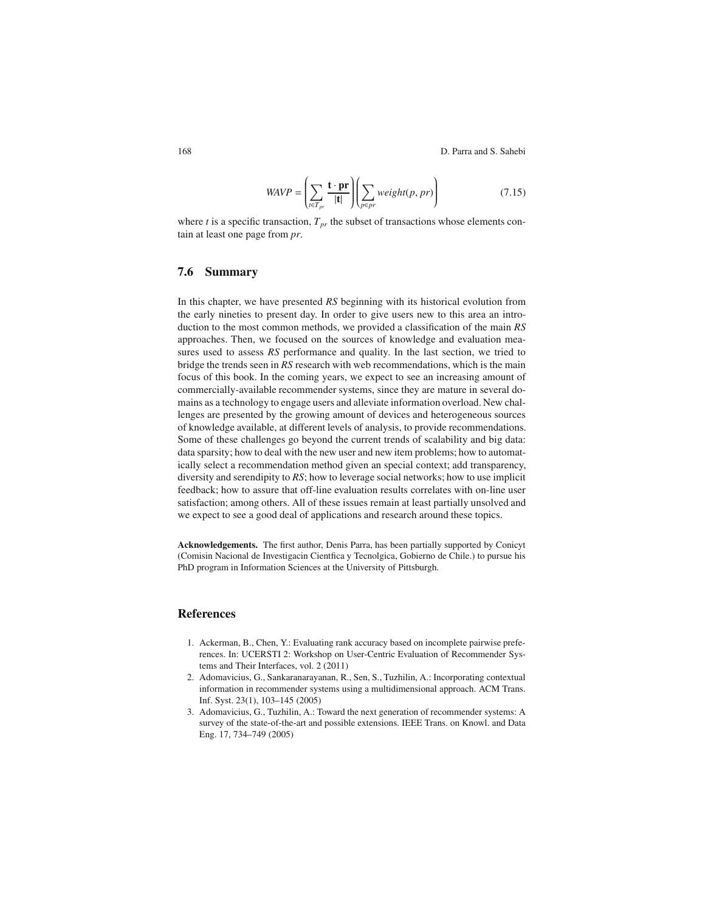$$WAVP = \left( \sum_{t \in T_{pr}} \frac{\mathbf{t} \cdot \mathbf{pr}}{|\mathbf{t}|} \right) \left( \sum_{p \in pr} weight(p, pr) \right) \tag{7.15}$$

where $t$ is a specific transaction, $T_{pr}$ the subset of transactions whose elements contain at least one page from $pr$.

## 7.6 Summary

In this chapter, we have presented *RS* beginning with its historical evolution from the early nineties to present day. In order to give users new to this area an introduction to the most common methods, we provided a classification of the main *RS* approaches. Then, we focused on the sources of knowledge and evaluation measures used to assess *RS* performance and quality. In the last section, we tried to bridge the trends seen in *RS* research with web recommendations, which is the main focus of this book. In the coming years, we expect to see an increasing amount of commercially-available recommender systems, since they are mature in several domains as a technology to engage users and alleviate information overload. New challenges are presented by the growing amount of devices and heterogeneous sources of knowledge available, at different levels of analysis, to provide recommendations. Some of these challenges go beyond the current trends of scalability and big data: data sparsity; how to deal with the new user and new item problems; how to automatically select a recommendation method given an special context; add transparency, diversity and serendipity to *RS*; how to leverage social networks; how to use implicit feedback; how to assure that off-line evaluation results correlates with on-line user satisfaction; among others. All of these issues remain at least partially unsolved and we expect to see a good deal of applications and research around these topics.

**Acknowledgements.** The first author, Denis Parra, has been partially supported by Conicyt (Comisin Nacional de Investigacin Cientfica y Tecnolgica, Gobierno de Chile.) to pursue his PhD program in Information Sciences at the University of Pittsburgh.

## References

1. Ackerman, B., Chen, Y.: Evaluating rank accuracy based on incomplete pairwise preferences. In: UCERSTI 2: Workshop on User-Centric Evaluation of Recommender Systems and Their Interfaces, vol. 2 (2011)
2. Adomavicius, G., Sankaranarayanan, R., Sen, S., Tuzhilin, A.: Incorporating contextual information in recommender systems using a multidimensional approach. ACM Trans. Inf. Syst. 23(1), 103–145 (2005)
3. Adomavicius, G., Tuzhilin, A.: Toward the next generation of recommender systems: A survey of the state-of-the-art and possible extensions. IEEE Trans. on Knowl. and Data Eng. 17, 734–749 (2005)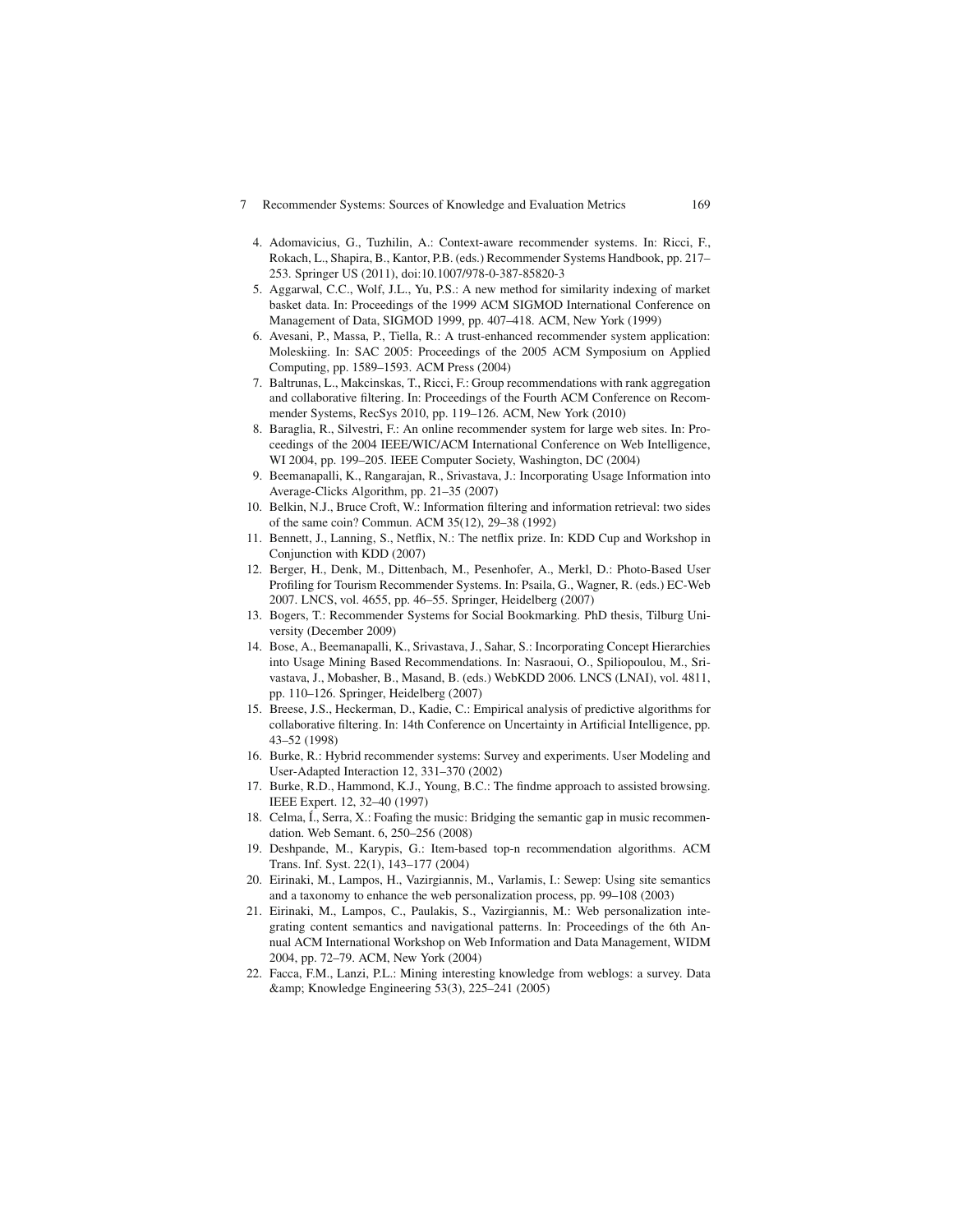4. Adomavicius, G., Tuzhilin, A.: Context-aware recommender systems. In: Ricci, F., Rokach, L., Shapira, B., Kantor, P.B. (eds.) Recommender Systems Handbook, pp. 217–253. Springer US (2011), doi:10.1007/978-0-387-85820-3
5. Aggarwal, C.C., Wolf, J.L., Yu, P.S.: A new method for similarity indexing of market basket data. In: Proceedings of the 1999 ACM SIGMOD International Conference on Management of Data, SIGMOD 1999, pp. 407–418. ACM, New York (1999)
6. Avesani, P., Massa, P., Tiella, R.: A trust-enhanced recommender system application: Moleskiing. In: SAC 2005: Proceedings of the 2005 ACM Symposium on Applied Computing, pp. 1589–1593. ACM Press (2004)
7. Baltrunas, L., Makcinskas, T., Ricci, F.: Group recommendations with rank aggregation and collaborative filtering. In: Proceedings of the Fourth ACM Conference on Recommender Systems, RecSys 2010, pp. 119–126. ACM, New York (2010)
8. Baraglia, R., Silvestri, F.: An online recommender system for large web sites. In: Proceedings of the 2004 IEEE/WIC/ACM International Conference on Web Intelligence, WI 2004, pp. 199–205. IEEE Computer Society, Washington, DC (2004)
9. Beemanapalli, K., Rangarajan, R., Srivastava, J.: Incorporating Usage Information into Average-Clicks Algorithm, pp. 21–35 (2007)
10. Belkin, N.J., Bruce Croft, W.: Information filtering and information retrieval: two sides of the same coin? Commun. ACM 35(12), 29–38 (1992)
11. Bennett, J., Lanning, S., Netflix, N.: The netflix prize. In: KDD Cup and Workshop in Conjunction with KDD (2007)
12. Berger, H., Denk, M., Dittenbach, M., Pesenhofer, A., Merkl, D.: Photo-Based User Profiling for Tourism Recommender Systems. In: Psaila, G., Wagner, R. (eds.) EC-Web 2007. LNCS, vol. 4655, pp. 46–55. Springer, Heidelberg (2007)
13. Bogers, T.: Recommender Systems for Social Bookmarking. PhD thesis, Tilburg University (December 2009)
14. Bose, A., Beemanapalli, K., Srivastava, J., Sahar, S.: Incorporating Concept Hierarchies into Usage Mining Based Recommendations. In: Nasraoui, O., Spiliopoulou, M., Srivastava, J., Mobasher, B., Masand, B. (eds.) WebKDD 2006. LNCS (LNAI), vol. 4811, pp. 110–126. Springer, Heidelberg (2007)
15. Breese, J.S., Heckerman, D., Kadie, C.: Empirical analysis of predictive algorithms for collaborative filtering. In: 14th Conference on Uncertainty in Artificial Intelligence, pp. 43–52 (1998)
16. Burke, R.: Hybrid recommender systems: Survey and experiments. User Modeling and User-Adapted Interaction 12, 331–370 (2002)
17. Burke, R.D., Hammond, K.J., Young, B.C.: The findme approach to assisted browsing. IEEE Expert. 12, 32–40 (1997)
18. Celma, Í., Serra, X.: Foafing the music: Bridging the semantic gap in music recommendation. Web Semant. 6, 250–256 (2008)
19. Deshpande, M., Karypis, G.: Item-based top-n recommendation algorithms. ACM Trans. Inf. Syst. 22(1), 143–177 (2004)
20. Eirinaki, M., Lampos, H., Vazirgiannis, M., Varlamis, I.: Sewep: Using site semantics and a taxonomy to enhance the web personalization process, pp. 99–108 (2003)
21. Eirinaki, M., Lampos, C., Paulakis, S., Vazirgiannis, M.: Web personalization integrating content semantics and navigational patterns. In: Proceedings of the 6th Annual ACM International Workshop on Web Information and Data Management, WIDM 2004, pp. 72–79. ACM, New York (2004)
22. Facca, F.M., Lanzi, P.L.: Mining interesting knowledge from weblogs: a survey. Data &amp; Knowledge Engineering 53(3), 225–241 (2005)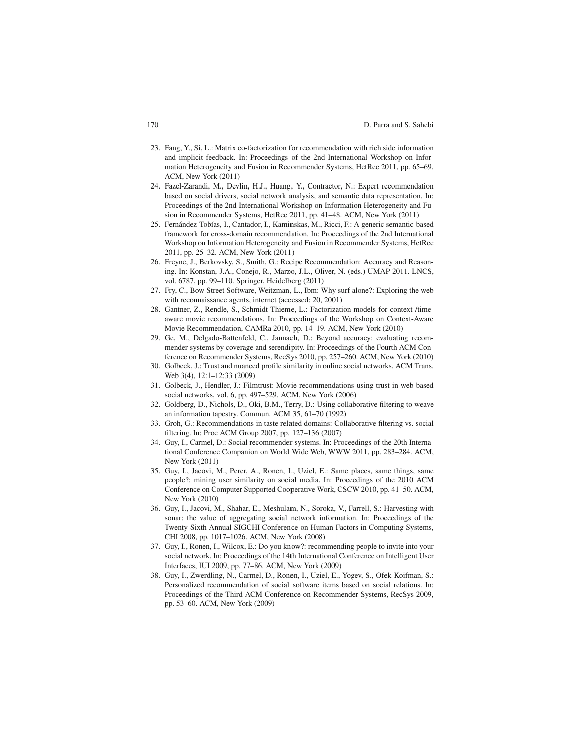23. Fang, Y., Si, L.: Matrix co-factorization for recommendation with rich side information and implicit feedback. In: Proceedings of the 2nd International Workshop on Information Heterogeneity and Fusion in Recommender Systems, HetRec 2011, pp. 65–69. ACM, New York (2011)
24. Fazel-Zarandi, M., Devlin, H.J., Huang, Y., Contractor, N.: Expert recommendation based on social drivers, social network analysis, and semantic data representation. In: Proceedings of the 2nd International Workshop on Information Heterogeneity and Fusion in Recommender Systems, HetRec 2011, pp. 41–48. ACM, New York (2011)
25. Fernández-Tobías, I., Cantador, I., Kaminskas, M., Ricci, F.: A generic semantic-based framework for cross-domain recommendation. In: Proceedings of the 2nd International Workshop on Information Heterogeneity and Fusion in Recommender Systems, HetRec 2011, pp. 25–32. ACM, New York (2011)
26. Freyne, J., Berkovsky, S., Smith, G.: Recipe Recommendation: Accuracy and Reasoning. In: Konstan, J.A., Conejo, R., Marzo, J.L., Oliver, N. (eds.) UMAP 2011. LNCS, vol. 6787, pp. 99–110. Springer, Heidelberg (2011)
27. Fry, C., Bow Street Software, Weitzman, L., Ibm: Why surf alone?: Exploring the web with reconnaissance agents, internet (accessed: 20, 2001)
28. Gantner, Z., Rendle, S., Schmidt-Thieme, L.: Factorization models for context-/time-aware movie recommendations. In: Proceedings of the Workshop on Context-Aware Movie Recommendation, CAMRa 2010, pp. 14–19. ACM, New York (2010)
29. Ge, M., Delgado-Battenfeld, C., Jannach, D.: Beyond accuracy: evaluating recommender systems by coverage and serendipity. In: Proceedings of the Fourth ACM Conference on Recommender Systems, RecSys 2010, pp. 257–260. ACM, New York (2010)
30. Golbeck, J.: Trust and nuanced profile similarity in online social networks. ACM Trans. Web 3(4), 12:1–12:33 (2009)
31. Golbeck, J., Hendler, J.: Filmtrust: Movie recommendations using trust in web-based social networks, vol. 6, pp. 497–529. ACM, New York (2006)
32. Goldberg, D., Nichols, D., Oki, B.M., Terry, D.: Using collaborative filtering to weave an information tapestry. Commun. ACM 35, 61–70 (1992)
33. Groh, G.: Recommendations in taste related domains: Collaborative filtering vs. social filtering. In: Proc ACM Group 2007, pp. 127–136 (2007)
34. Guy, I., Carmel, D.: Social recommender systems. In: Proceedings of the 20th International Conference Companion on World Wide Web, WWW 2011, pp. 283–284. ACM, New York (2011)
35. Guy, I., Jacovi, M., Perer, A., Ronen, I., Uziel, E.: Same places, same things, same people?: mining user similarity on social media. In: Proceedings of the 2010 ACM Conference on Computer Supported Cooperative Work, CSCW 2010, pp. 41–50. ACM, New York (2010)
36. Guy, I., Jacovi, M., Shahar, E., Meshulam, N., Soroka, V., Farrell, S.: Harvesting with sonar: the value of aggregating social network information. In: Proceedings of the Twenty-Sixth Annual SIGCHI Conference on Human Factors in Computing Systems, CHI 2008, pp. 1017–1026. ACM, New York (2008)
37. Guy, I., Ronen, I., Wilcox, E.: Do you know?: recommending people to invite into your social network. In: Proceedings of the 14th International Conference on Intelligent User Interfaces, IUI 2009, pp. 77–86. ACM, New York (2009)
38. Guy, I., Zwerdling, N., Carmel, D., Ronen, I., Uziel, E., Yogev, S., Ofek-Koifman, S.: Personalized recommendation of social software items based on social relations. In: Proceedings of the Third ACM Conference on Recommender Systems, RecSys 2009, pp. 53–60. ACM, New York (2009)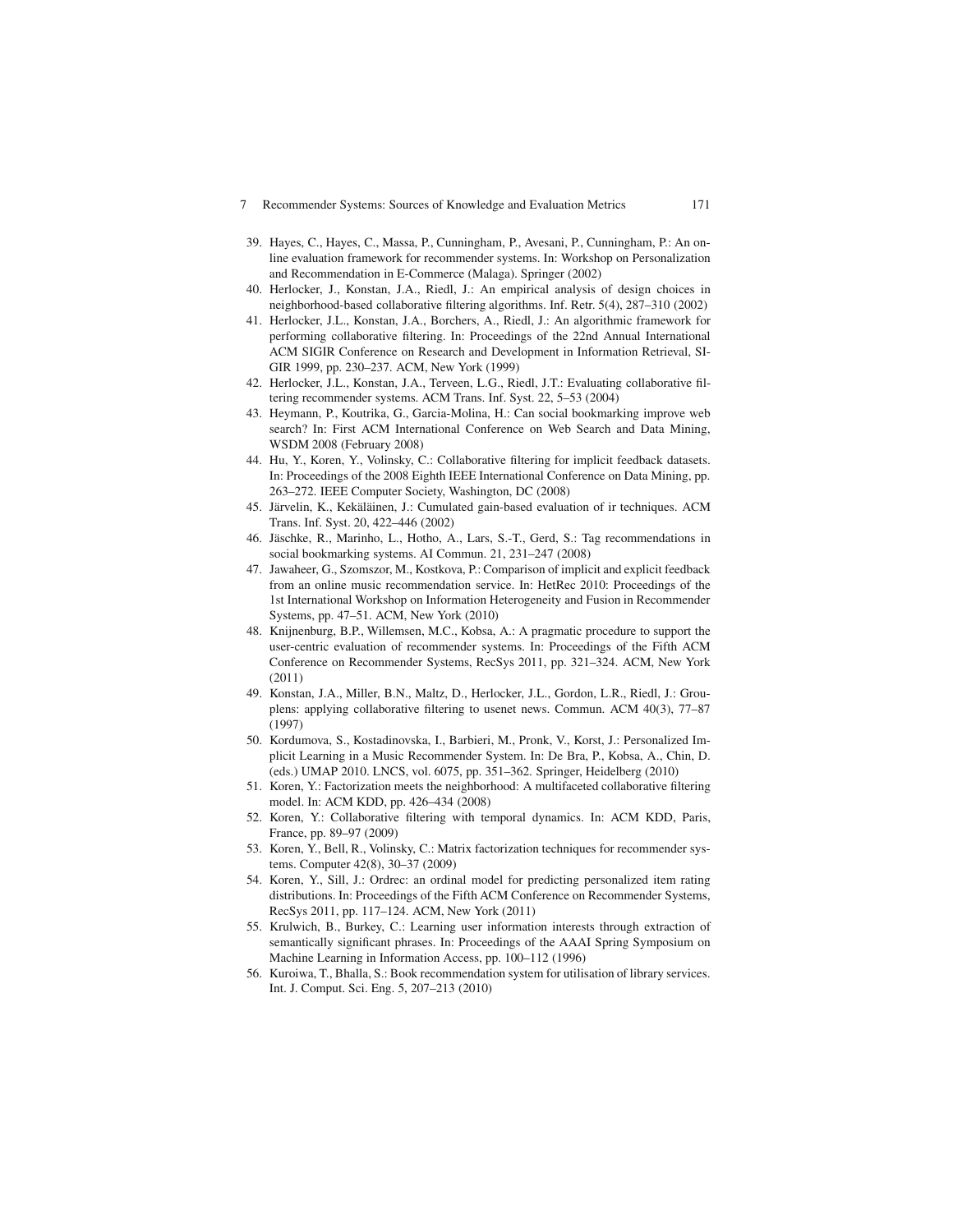39. Hayes, C., Hayes, C., Massa, P., Cunningham, P., Avesani, P., Cunningham, P.: An online evaluation framework for recommender systems. In: Workshop on Personalization and Recommendation in E-Commerce (Malaga). Springer (2002)
40. Herlocker, J., Konstan, J.A., Riedl, J.: An empirical analysis of design choices in neighborhood-based collaborative filtering algorithms. Inf. Retr. 5(4), 287–310 (2002)
41. Herlocker, J.L., Konstan, J.A., Borchers, A., Riedl, J.: An algorithmic framework for performing collaborative filtering. In: Proceedings of the 22nd Annual International ACM SIGIR Conference on Research and Development in Information Retrieval, SIGIR 1999, pp. 230–237. ACM, New York (1999)
42. Herlocker, J.L., Konstan, J.A., Terveen, L.G., Riedl, J.T.: Evaluating collaborative filtering recommender systems. ACM Trans. Inf. Syst. 22, 5–53 (2004)
43. Heymann, P., Koutrika, G., Garcia-Molina, H.: Can social bookmarking improve web search? In: First ACM International Conference on Web Search and Data Mining, WSDM 2008 (February 2008)
44. Hu, Y., Koren, Y., Volinsky, C.: Collaborative filtering for implicit feedback datasets. In: Proceedings of the 2008 Eighth IEEE International Conference on Data Mining, pp. 263–272. IEEE Computer Society, Washington, DC (2008)
45. Järvelin, K., Kekäläinen, J.: Cumulated gain-based evaluation of ir techniques. ACM Trans. Inf. Syst. 20, 422–446 (2002)
46. Jäschke, R., Marinho, L., Hotho, A., Lars, S.-T., Gerd, S.: Tag recommendations in social bookmarking systems. AI Commun. 21, 231–247 (2008)
47. Jawaheer, G., Szomszor, M., Kostkova, P.: Comparison of implicit and explicit feedback from an online music recommendation service. In: HetRec 2010: Proceedings of the 1st International Workshop on Information Heterogeneity and Fusion in Recommender Systems, pp. 47–51. ACM, New York (2010)
48. Knijnenburg, B.P., Willemsen, M.C., Kobsa, A.: A pragmatic procedure to support the user-centric evaluation of recommender systems. In: Proceedings of the Fifth ACM Conference on Recommender Systems, RecSys 2011, pp. 321–324. ACM, New York (2011)
49. Konstan, J.A., Miller, B.N., Maltz, D., Herlocker, J.L., Gordon, L.R., Riedl, J.: Grouplens: applying collaborative filtering to usenet news. Commun. ACM 40(3), 77–87 (1997)
50. Kordumova, S., Kostadinovska, I., Barbieri, M., Pronk, V., Korst, J.: Personalized Implicit Learning in a Music Recommender System. In: De Bra, P., Kobsa, A., Chin, D. (eds.) UMAP 2010. LNCS, vol. 6075, pp. 351–362. Springer, Heidelberg (2010)
51. Koren, Y.: Factorization meets the neighborhood: A multifaceted collaborative filtering model. In: ACM KDD, pp. 426–434 (2008)
52. Koren, Y.: Collaborative filtering with temporal dynamics. In: ACM KDD, Paris, France, pp. 89–97 (2009)
53. Koren, Y., Bell, R., Volinsky, C.: Matrix factorization techniques for recommender systems. Computer 42(8), 30–37 (2009)
54. Koren, Y., Sill, J.: Ordrec: an ordinal model for predicting personalized item rating distributions. In: Proceedings of the Fifth ACM Conference on Recommender Systems, RecSys 2011, pp. 117–124. ACM, New York (2011)
55. Krulwich, B., Burkey, C.: Learning user information interests through extraction of semantically significant phrases. In: Proceedings of the AAAI Spring Symposium on Machine Learning in Information Access, pp. 100–112 (1996)
56. Kuroiwa, T., Bhalla, S.: Book recommendation system for utilisation of library services. Int. J. Comput. Sci. Eng. 5, 207–213 (2010)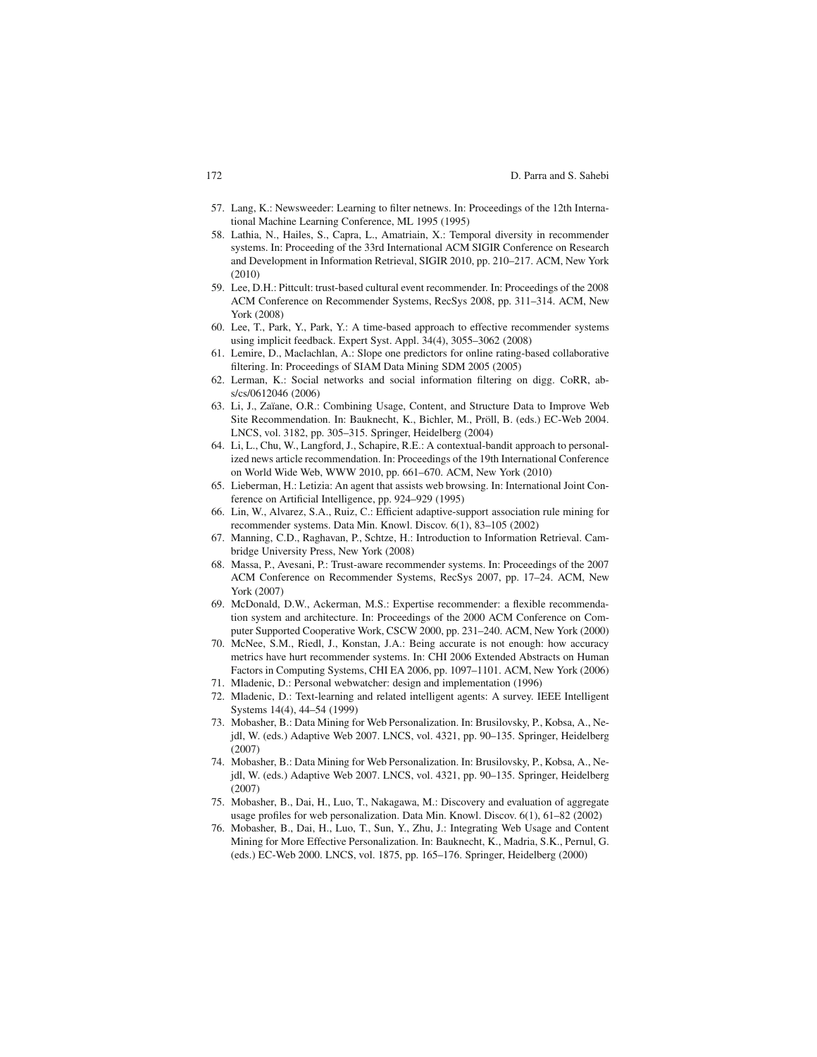57. Lang, K.: Newsweeder: Learning to filter netnews. In: Proceedings of the 12th International Machine Learning Conference, ML 1995 (1995)
58. Lathia, N., Hailes, S., Capra, L., Amatriain, X.: Temporal diversity in recommender systems. In: Proceeding of the 33rd International ACM SIGIR Conference on Research and Development in Information Retrieval, SIGIR 2010, pp. 210–217. ACM, New York (2010)
59. Lee, D.H.: Pittcult: trust-based cultural event recommender. In: Proceedings of the 2008 ACM Conference on Recommender Systems, RecSys 2008, pp. 311–314. ACM, New York (2008)
60. Lee, T., Park, Y., Park, Y.: A time-based approach to effective recommender systems using implicit feedback. Expert Syst. Appl. 34(4), 3055–3062 (2008)
61. Lemire, D., Maclachlan, A.: Slope one predictors for online rating-based collaborative filtering. In: Proceedings of SIAM Data Mining SDM 2005 (2005)
62. Lerman, K.: Social networks and social information filtering on digg. CoRR, abs/cs/0612046 (2006)
63. Li, J., Zaïane, O.R.: Combining Usage, Content, and Structure Data to Improve Web Site Recommendation. In: Bauknecht, K., Bichler, M., Pröll, B. (eds.) EC-Web 2004. LNCS, vol. 3182, pp. 305–315. Springer, Heidelberg (2004)
64. Li, L., Chu, W., Langford, J., Schapire, R.E.: A contextual-bandit approach to personalized news article recommendation. In: Proceedings of the 19th International Conference on World Wide Web, WWW 2010, pp. 661–670. ACM, New York (2010)
65. Lieberman, H.: Letizia: An agent that assists web browsing. In: International Joint Conference on Artificial Intelligence, pp. 924–929 (1995)
66. Lin, W., Alvarez, S.A., Ruiz, C.: Efficient adaptive-support association rule mining for recommender systems. Data Min. Knowl. Discov. 6(1), 83–105 (2002)
67. Manning, C.D., Raghavan, P., Schtze, H.: Introduction to Information Retrieval. Cambridge University Press, New York (2008)
68. Massa, P., Avesani, P.: Trust-aware recommender systems. In: Proceedings of the 2007 ACM Conference on Recommender Systems, RecSys 2007, pp. 17–24. ACM, New York (2007)
69. McDonald, D.W., Ackerman, M.S.: Expertise recommender: a flexible recommendation system and architecture. In: Proceedings of the 2000 ACM Conference on Computer Supported Cooperative Work, CSCW 2000, pp. 231–240. ACM, New York (2000)
70. McNee, S.M., Riedl, J., Konstan, J.A.: Being accurate is not enough: how accuracy metrics have hurt recommender systems. In: CHI 2006 Extended Abstracts on Human Factors in Computing Systems, CHI EA 2006, pp. 1097–1101. ACM, New York (2006)
71. Mladenic, D.: Personal webwatcher: design and implementation (1996)
72. Mladenic, D.: Text-learning and related intelligent agents: A survey. IEEE Intelligent Systems 14(4), 44–54 (1999)
73. Mobasher, B.: Data Mining for Web Personalization. In: Brusilovsky, P., Kobsa, A., Nejdl, W. (eds.) Adaptive Web 2007. LNCS, vol. 4321, pp. 90–135. Springer, Heidelberg (2007)
74. Mobasher, B.: Data Mining for Web Personalization. In: Brusilovsky, P., Kobsa, A., Nejdl, W. (eds.) Adaptive Web 2007. LNCS, vol. 4321, pp. 90–135. Springer, Heidelberg (2007)
75. Mobasher, B., Dai, H., Luo, T., Nakagawa, M.: Discovery and evaluation of aggregate usage profiles for web personalization. Data Min. Knowl. Discov. 6(1), 61–82 (2002)
76. Mobasher, B., Dai, H., Luo, T., Sun, Y., Zhu, J.: Integrating Web Usage and Content Mining for More Effective Personalization. In: Bauknecht, K., Madria, S.K., Pernul, G. (eds.) EC-Web 2000. LNCS, vol. 1875, pp. 165–176. Springer, Heidelberg (2000)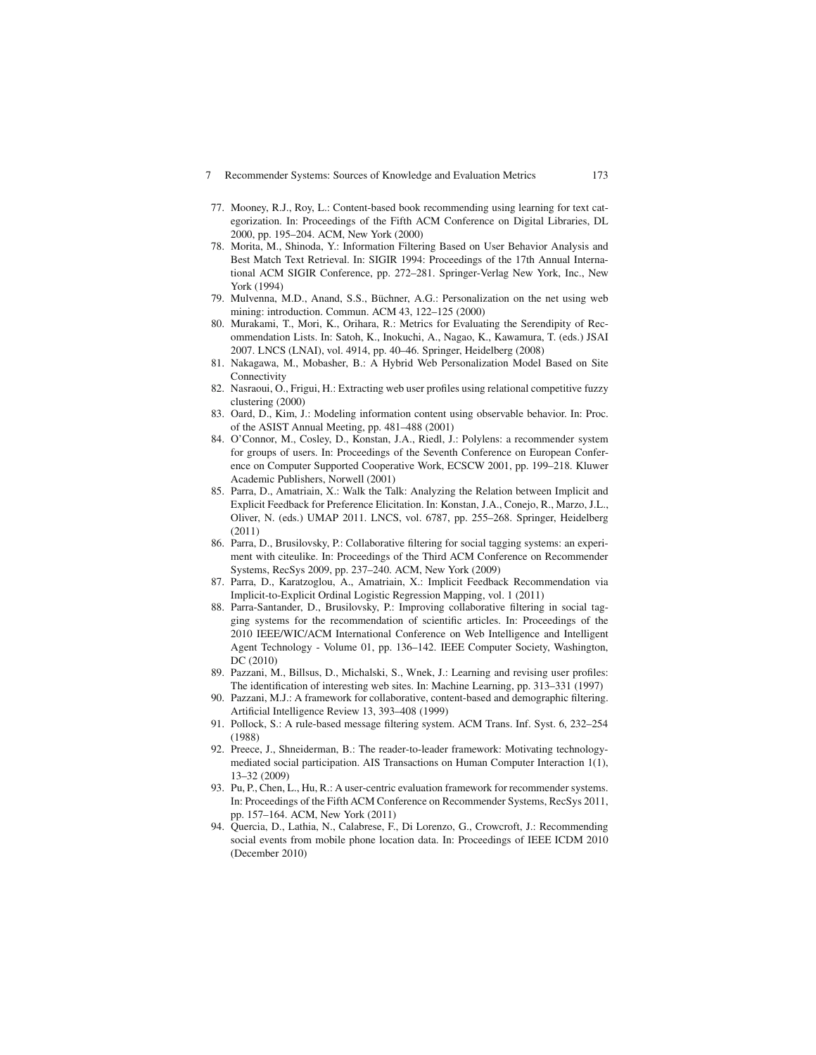77. Mooney, R.J., Roy, L.: Content-based book recommending using learning for text categorization. In: Proceedings of the Fifth ACM Conference on Digital Libraries, DL 2000, pp. 195–204. ACM, New York (2000)
78. Morita, M., Shinoda, Y.: Information Filtering Based on User Behavior Analysis and Best Match Text Retrieval. In: SIGIR 1994: Proceedings of the 17th Annual International ACM SIGIR Conference, pp. 272–281. Springer-Verlag New York, Inc., New York (1994)
79. Mulvenna, M.D., Anand, S.S., Büchner, A.G.: Personalization on the net using web mining: introduction. Commun. ACM 43, 122–125 (2000)
80. Murakami, T., Mori, K., Orihara, R.: Metrics for Evaluating the Serendipity of Recommendation Lists. In: Satoh, K., Inokuchi, A., Nagao, K., Kawamura, T. (eds.) JSAI 2007. LNCS (LNAI), vol. 4914, pp. 40–46. Springer, Heidelberg (2008)
81. Nakagawa, M., Mobasher, B.: A Hybrid Web Personalization Model Based on Site Connectivity
82. Nasraoui, O., Frigui, H.: Extracting web user profiles using relational competitive fuzzy clustering (2000)
83. Oard, D., Kim, J.: Modeling information content using observable behavior. In: Proc. of the ASIST Annual Meeting, pp. 481–488 (2001)
84. O'Connor, M., Cosley, D., Konstan, J.A., Riedl, J.: Polylens: a recommender system for groups of users. In: Proceedings of the Seventh Conference on European Conference on Computer Supported Cooperative Work, ECSCW 2001, pp. 199–218. Kluwer Academic Publishers, Norwell (2001)
85. Parra, D., Amatriain, X.: Walk the Talk: Analyzing the Relation between Implicit and Explicit Feedback for Preference Elicitation. In: Konstan, J.A., Conejo, R., Marzo, J.L., Oliver, N. (eds.) UMAP 2011. LNCS, vol. 6787, pp. 255–268. Springer, Heidelberg (2011)
86. Parra, D., Brusilovsky, P.: Collaborative filtering for social tagging systems: an experiment with citeulike. In: Proceedings of the Third ACM Conference on Recommender Systems, RecSys 2009, pp. 237–240. ACM, New York (2009)
87. Parra, D., Karatzoglou, A., Amatriain, X.: Implicit Feedback Recommendation via Implicit-to-Explicit Ordinal Logistic Regression Mapping, vol. 1 (2011)
88. Parra-Santander, D., Brusilovsky, P.: Improving collaborative filtering in social tagging systems for the recommendation of scientific articles. In: Proceedings of the 2010 IEEE/WIC/ACM International Conference on Web Intelligence and Intelligent Agent Technology - Volume 01, pp. 136–142. IEEE Computer Society, Washington, DC (2010)
89. Pazzani, M., Billsus, D., Michalski, S., Wnek, J.: Learning and revising user profiles: The identification of interesting web sites. In: Machine Learning, pp. 313–331 (1997)
90. Pazzani, M.J.: A framework for collaborative, content-based and demographic filtering. Artificial Intelligence Review 13, 393–408 (1999)
91. Pollock, S.: A rule-based message filtering system. ACM Trans. Inf. Syst. 6, 232–254 (1988)
92. Preece, J., Shneiderman, B.: The reader-to-leader framework: Motivating technology-mediated social participation. AIS Transactions on Human Computer Interaction 1(1), 13–32 (2009)
93. Pu, P., Chen, L., Hu, R.: A user-centric evaluation framework for recommender systems. In: Proceedings of the Fifth ACM Conference on Recommender Systems, RecSys 2011, pp. 157–164. ACM, New York (2011)
94. Quercia, D., Lathia, N., Calabrese, F., Di Lorenzo, G., Crowcroft, J.: Recommending social events from mobile phone location data. In: Proceedings of IEEE ICDM 2010 (December 2010)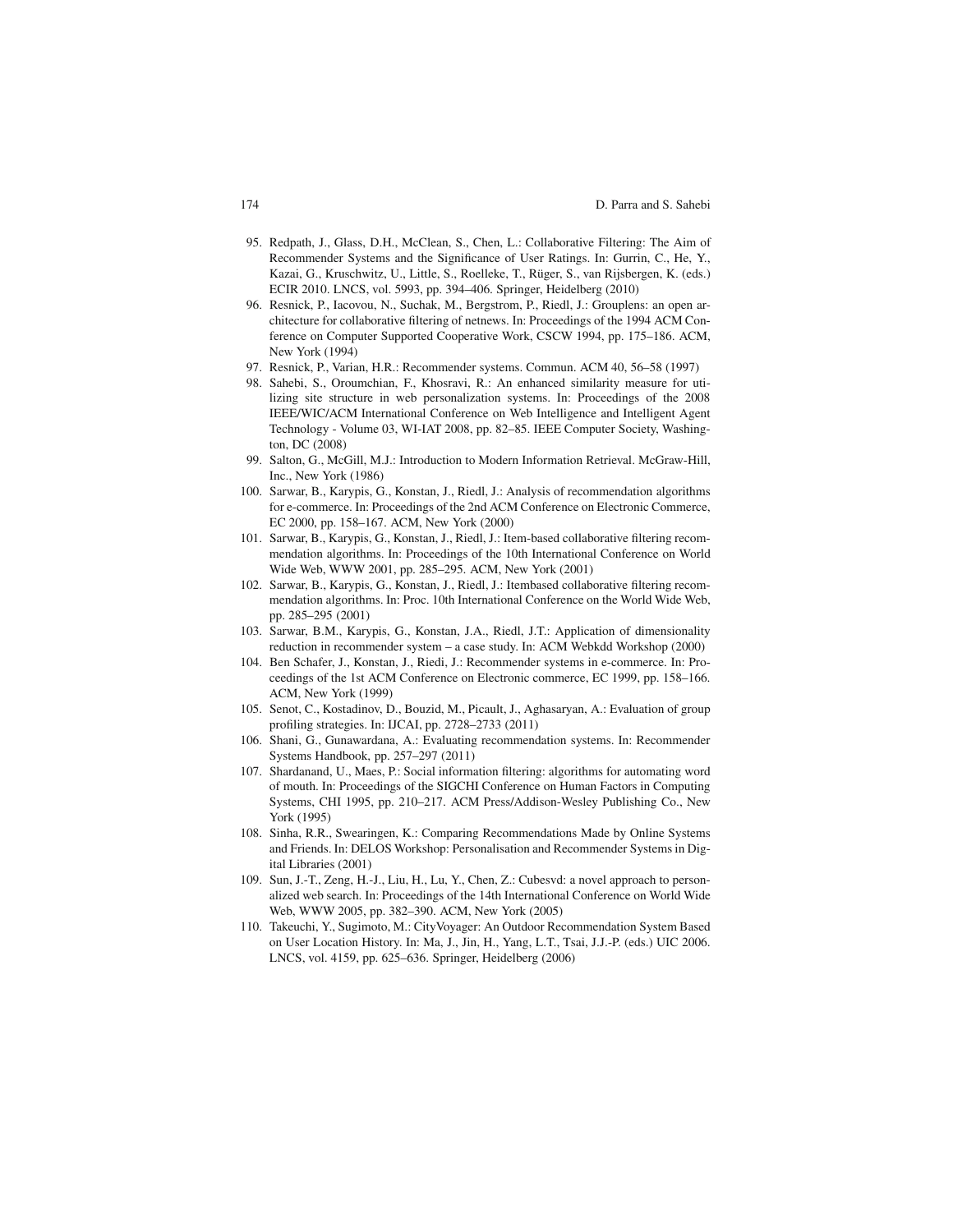95. Redpath, J., Glass, D.H., McClean, S., Chen, L.: Collaborative Filtering: The Aim of Recommender Systems and the Significance of User Ratings. In: Gurrin, C., He, Y., Kazai, G., Kruschwitz, U., Little, S., Roelleke, T., Rüger, S., van Rijsbergen, K. (eds.) ECIR 2010. LNCS, vol. 5993, pp. 394–406. Springer, Heidelberg (2010)
96. Resnick, P., Iacovou, N., Suchak, M., Bergstrom, P., Riedl, J.: Grouplens: an open architecture for collaborative filtering of netnews. In: Proceedings of the 1994 ACM Conference on Computer Supported Cooperative Work, CSCW 1994, pp. 175–186. ACM, New York (1994)
97. Resnick, P., Varian, H.R.: Recommender systems. Commun. ACM 40, 56–58 (1997)
98. Sahebi, S., Oroumchian, F., Khosravi, R.: An enhanced similarity measure for utilizing site structure in web personalization systems. In: Proceedings of the 2008 IEEE/WIC/ACM International Conference on Web Intelligence and Intelligent Agent Technology - Volume 03, WI-IAT 2008, pp. 82–85. IEEE Computer Society, Washington, DC (2008)
99. Salton, G., McGill, M.J.: Introduction to Modern Information Retrieval. McGraw-Hill, Inc., New York (1986)
100. Sarwar, B., Karypis, G., Konstan, J., Riedl, J.: Analysis of recommendation algorithms for e-commerce. In: Proceedings of the 2nd ACM Conference on Electronic Commerce, EC 2000, pp. 158–167. ACM, New York (2000)
101. Sarwar, B., Karypis, G., Konstan, J., Riedl, J.: Item-based collaborative filtering recommendation algorithms. In: Proceedings of the 10th International Conference on World Wide Web, WWW 2001, pp. 285–295. ACM, New York (2001)
102. Sarwar, B., Karypis, G., Konstan, J., Riedl, J.: Itembased collaborative filtering recommendation algorithms. In: Proc. 10th International Conference on the World Wide Web, pp. 285–295 (2001)
103. Sarwar, B.M., Karypis, G., Konstan, J.A., Riedl, J.T.: Application of dimensionality reduction in recommender system – a case study. In: ACM Webkdd Workshop (2000)
104. Ben Schafer, J., Konstan, J., Riedi, J.: Recommender systems in e-commerce. In: Proceedings of the 1st ACM Conference on Electronic commerce, EC 1999, pp. 158–166. ACM, New York (1999)
105. Senot, C., Kostadinov, D., Bouzid, M., Picault, J., Aghasaryan, A.: Evaluation of group profiling strategies. In: IJCAI, pp. 2728–2733 (2011)
106. Shani, G., Gunawardana, A.: Evaluating recommendation systems. In: Recommender Systems Handbook, pp. 257–297 (2011)
107. Shardanand, U., Maes, P.: Social information filtering: algorithms for automating word of mouth. In: Proceedings of the SIGCHI Conference on Human Factors in Computing Systems, CHI 1995, pp. 210–217. ACM Press/Addison-Wesley Publishing Co., New York (1995)
108. Sinha, R.R., Swearingen, K.: Comparing Recommendations Made by Online Systems and Friends. In: DELOS Workshop: Personalisation and Recommender Systems in Digital Libraries (2001)
109. Sun, J.-T., Zeng, H.-J., Liu, H., Lu, Y., Chen, Z.: Cubesvd: a novel approach to personalized web search. In: Proceedings of the 14th International Conference on World Wide Web, WWW 2005, pp. 382–390. ACM, New York (2005)
110. Takeuchi, Y., Sugimoto, M.: CityVoyager: An Outdoor Recommendation System Based on User Location History. In: Ma, J., Jin, H., Yang, L.T., Tsai, J.J.-P. (eds.) UIC 2006. LNCS, vol. 4159, pp. 625–636. Springer, Heidelberg (2006)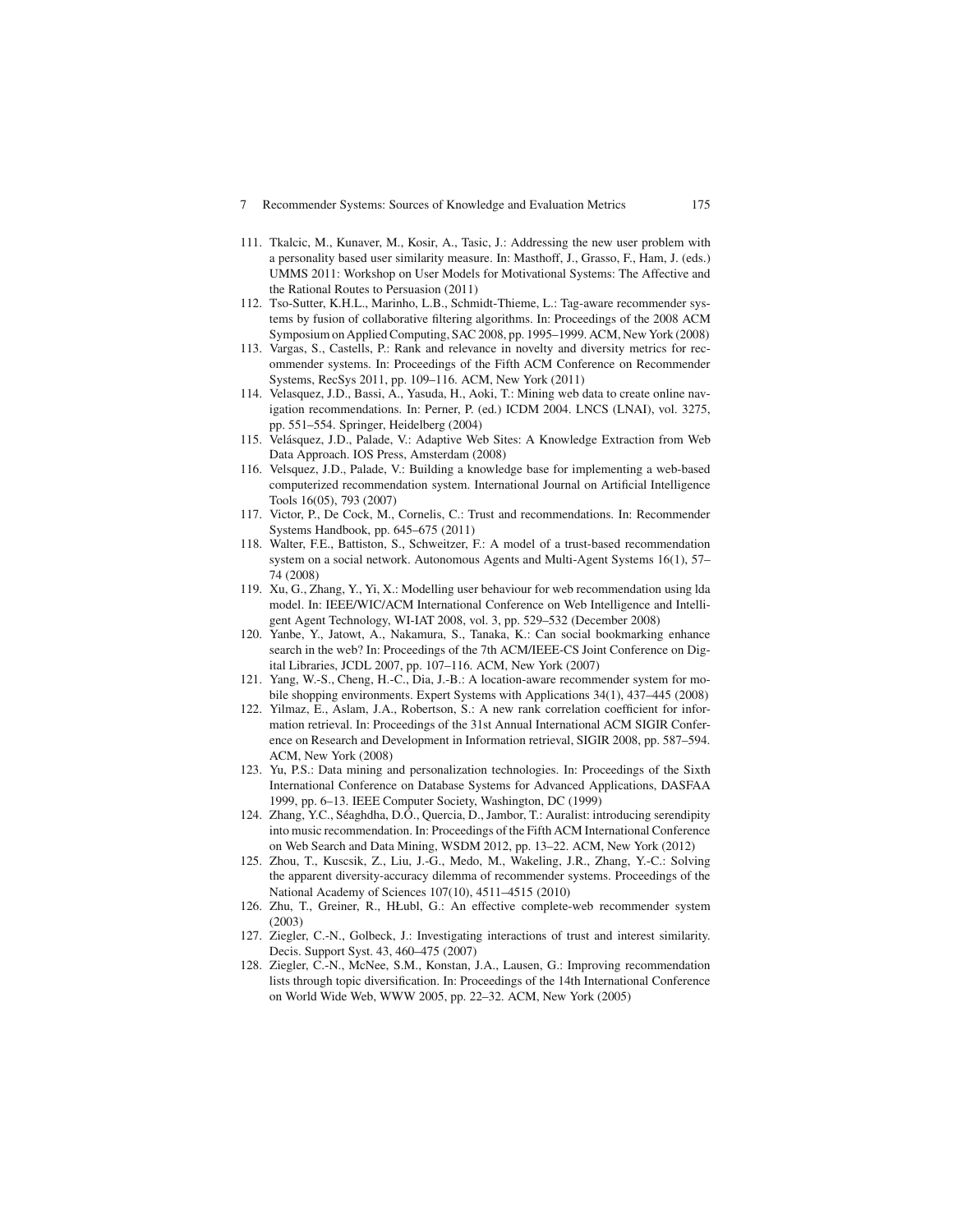111. Tkalcic, M., Kunaver, M., Kosir, A., Tasic, J.: Addressing the new user problem with a personality based user similarity measure. In: Masthoff, J., Grasso, F., Ham, J. (eds.) UMMS 2011: Workshop on User Models for Motivational Systems: The Affective and the Rational Routes to Persuasion (2011)
112. Tso-Sutter, K.H.L., Marinho, L.B., Schmidt-Thieme, L.: Tag-aware recommender systems by fusion of collaborative filtering algorithms. In: Proceedings of the 2008 ACM Symposium on Applied Computing, SAC 2008, pp. 1995–1999. ACM, New York (2008)
113. Vargas, S., Castells, P.: Rank and relevance in novelty and diversity metrics for recommender systems. In: Proceedings of the Fifth ACM Conference on Recommender Systems, RecSys 2011, pp. 109–116. ACM, New York (2011)
114. Velasquez, J.D., Bassi, A., Yasuda, H., Aoki, T.: Mining web data to create online navigation recommendations. In: Perner, P. (ed.) ICDM 2004. LNCS (LNAI), vol. 3275, pp. 551–554. Springer, Heidelberg (2004)
115. Velásquez, J.D., Palade, V.: Adaptive Web Sites: A Knowledge Extraction from Web Data Approach. IOS Press, Amsterdam (2008)
116. Velsquez, J.D., Palade, V.: Building a knowledge base for implementing a web-based computerized recommendation system. International Journal on Artificial Intelligence Tools 16(05), 793 (2007)
117. Victor, P., De Cock, M., Cornelis, C.: Trust and recommendations. In: Recommender Systems Handbook, pp. 645–675 (2011)
118. Walter, F.E., Battiston, S., Schweitzer, F.: A model of a trust-based recommendation system on a social network. Autonomous Agents and Multi-Agent Systems 16(1), 57–74 (2008)
119. Xu, G., Zhang, Y., Yi, X.: Modelling user behaviour for web recommendation using lda model. In: IEEE/WIC/ACM International Conference on Web Intelligence and Intelligent Agent Technology, WI-IAT 2008, vol. 3, pp. 529–532 (December 2008)
120. Yanbe, Y., Jatowt, A., Nakamura, S., Tanaka, K.: Can social bookmarking enhance search in the web? In: Proceedings of the 7th ACM/IEEE-CS Joint Conference on Digital Libraries, JCDL 2007, pp. 107–116. ACM, New York (2007)
121. Yang, W.-S., Cheng, H.-C., Dia, J.-B.: A location-aware recommender system for mobile shopping environments. Expert Systems with Applications 34(1), 437–445 (2008)
122. Yilmaz, E., Aslam, J.A., Robertson, S.: A new rank correlation coefficient for information retrieval. In: Proceedings of the 31st Annual International ACM SIGIR Conference on Research and Development in Information retrieval, SIGIR 2008, pp. 587–594. ACM, New York (2008)
123. Yu, P.S.: Data mining and personalization technologies. In: Proceedings of the Sixth International Conference on Database Systems for Advanced Applications, DASFAA 1999, pp. 6–13. IEEE Computer Society, Washington, DC (1999)
124. Zhang, Y.C., Séaghdha, D.Ó., Quercia, D., Jambor, T.: Auralist: introducing serendipity into music recommendation. In: Proceedings of the Fifth ACM International Conference on Web Search and Data Mining, WSDM 2012, pp. 13–22. ACM, New York (2012)
125. Zhou, T., Kuscsik, Z., Liu, J.-G., Medo, M., Wakeling, J.R., Zhang, Y.-C.: Solving the apparent diversity-accuracy dilemma of recommender systems. Proceedings of the National Academy of Sciences 107(10), 4511–4515 (2010)
126. Zhu, T., Greiner, R., HŁubl, G.: An effective complete-web recommender system (2003)
127. Ziegler, C.-N., Golbeck, J.: Investigating interactions of trust and interest similarity. Decis. Support Syst. 43, 460–475 (2007)
128. Ziegler, C.-N., McNee, S.M., Konstan, J.A., Lausen, G.: Improving recommendation lists through topic diversification. In: Proceedings of the 14th International Conference on World Wide Web, WWW 2005, pp. 22–32. ACM, New York (2005)